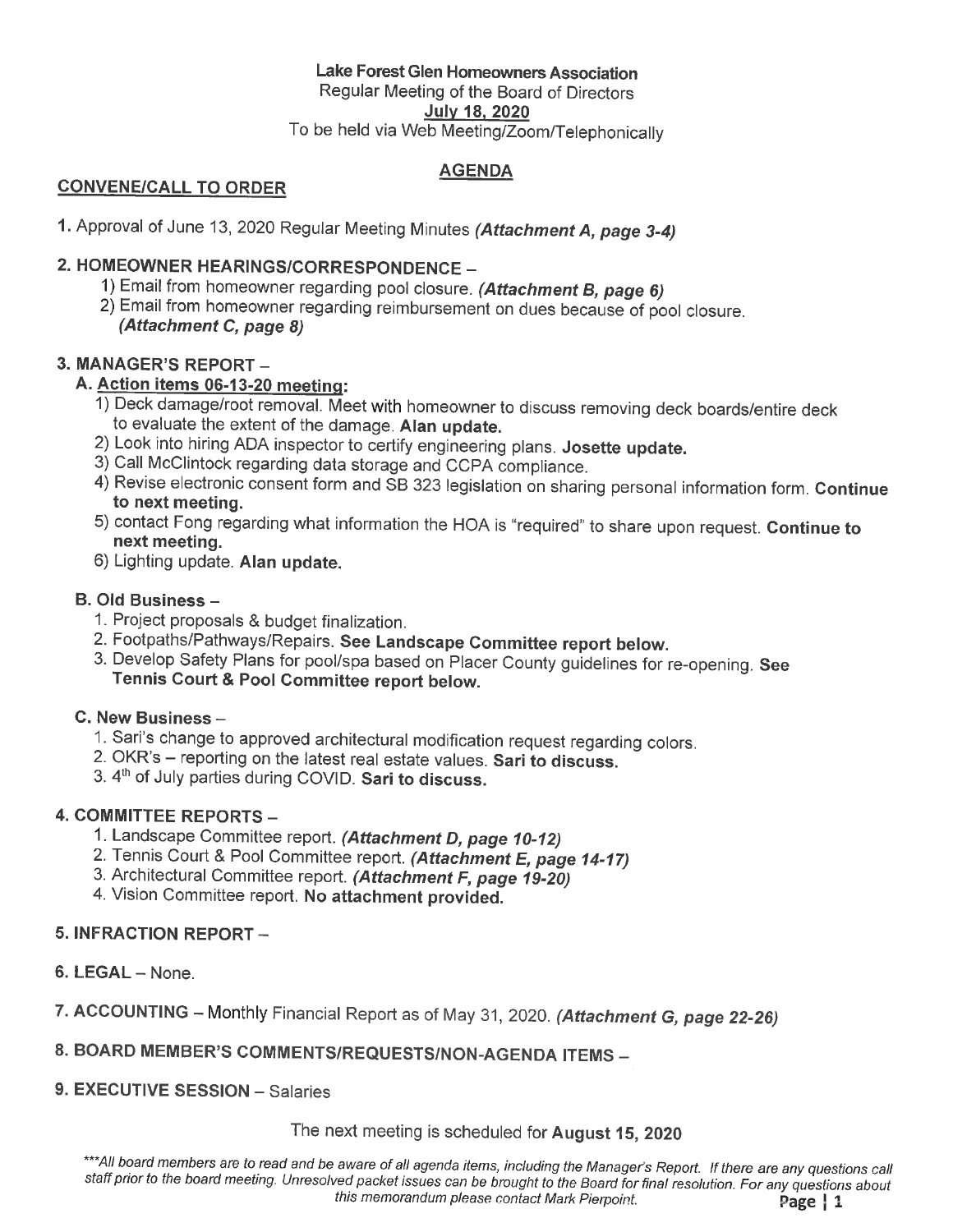**Lake Forest Glen Homeowners Association**
Regular Meeting of the Board of Directors
**July 18, 2020**
To be held via Web Meeting/Zoom/Telephonically

## AGENDA

**CONVENE/CALL TO ORDER**

**1.** Approval of June 13, 2020 Regular Meeting Minutes ***(Attachment A, page 3-4)***

**2. HOMEOWNER HEARINGS/CORRESPONDENCE –**

1) Email from homeowner regarding pool closure. ***(Attachment B, page 6)***
2) Email from homeowner regarding reimbursement on dues because of pool closure. ***(Attachment C, page 8)***

**3. MANAGER'S REPORT –**

**A. Action items 06-13-20 meeting:**

1) Deck damage/root removal. Meet with homeowner to discuss removing deck boards/entire deck to evaluate the extent of the damage. **Alan update.**
2) Look into hiring ADA inspector to certify engineering plans. **Josette update.**
3) Call McClintock regarding data storage and CCPA compliance.
4) Revise electronic consent form and SB 323 legislation on sharing personal information form. **Continue to next meeting.**
5) contact Fong regarding what information the HOA is "required" to share upon request. **Continue to next meeting.**
6) Lighting update. **Alan update.**

**B. Old Business –**

1. Project proposals & budget finalization.
2. Footpaths/Pathways/Repairs. **See Landscape Committee report below.**
3. Develop Safety Plans for pool/spa based on Placer County guidelines for re-opening. **See Tennis Court & Pool Committee report below.**

**C. New Business –**

1. Sari's change to approved architectural modification request regarding colors.
2. OKR's – reporting on the latest real estate values. **Sari to discuss.**
3. 4th of July parties during COVID. **Sari to discuss.**

**4. COMMITTEE REPORTS –**

1. Landscape Committee report. ***(Attachment D, page 10-12)***
2. Tennis Court & Pool Committee report. ***(Attachment E, page 14-17)***
3. Architectural Committee report. ***(Attachment F, page 19-20)***
4. Vision Committee report. **No attachment provided.**

**5. INFRACTION REPORT –**

**6. LEGAL** – None.

**7. ACCOUNTING** – Monthly Financial Report as of May 31, 2020. ***(Attachment G, page 22-26)***

**8. BOARD MEMBER'S COMMENTS/REQUESTS/NON-AGENDA ITEMS –**

**9. EXECUTIVE SESSION** – Salaries

The next meeting is scheduled for **August 15, 2020**

*\*\*\*All board members are to read and be aware of all agenda items, including the Manager's Report. If there are any questions call staff prior to the board meeting. Unresolved packet issues can be brought to the Board for final resolution. For any questions about this memorandum please contact Mark Pierpoint.*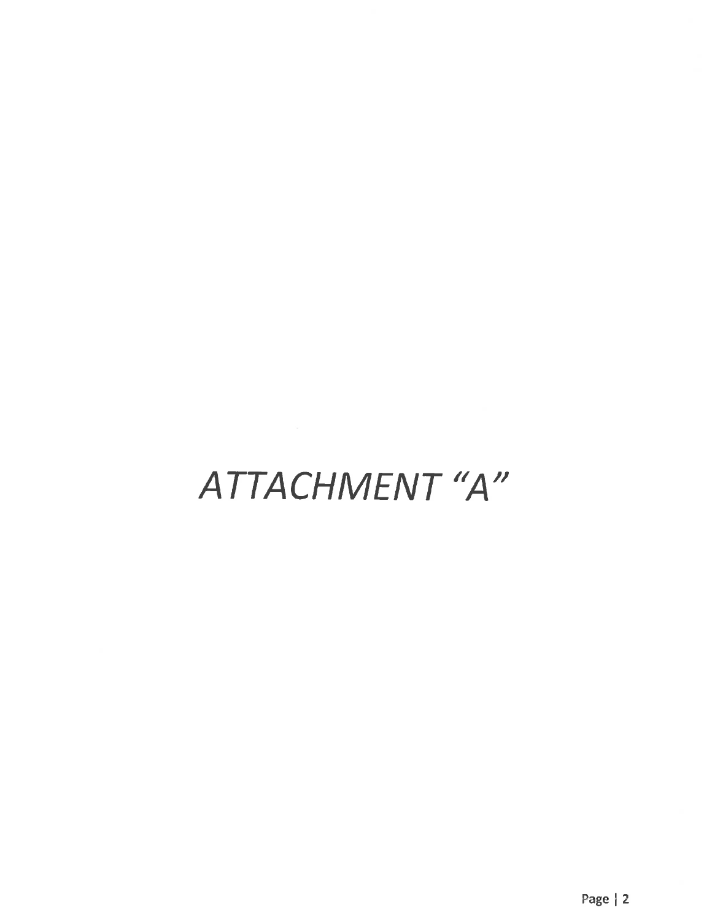# *ATTACHMENT "A"*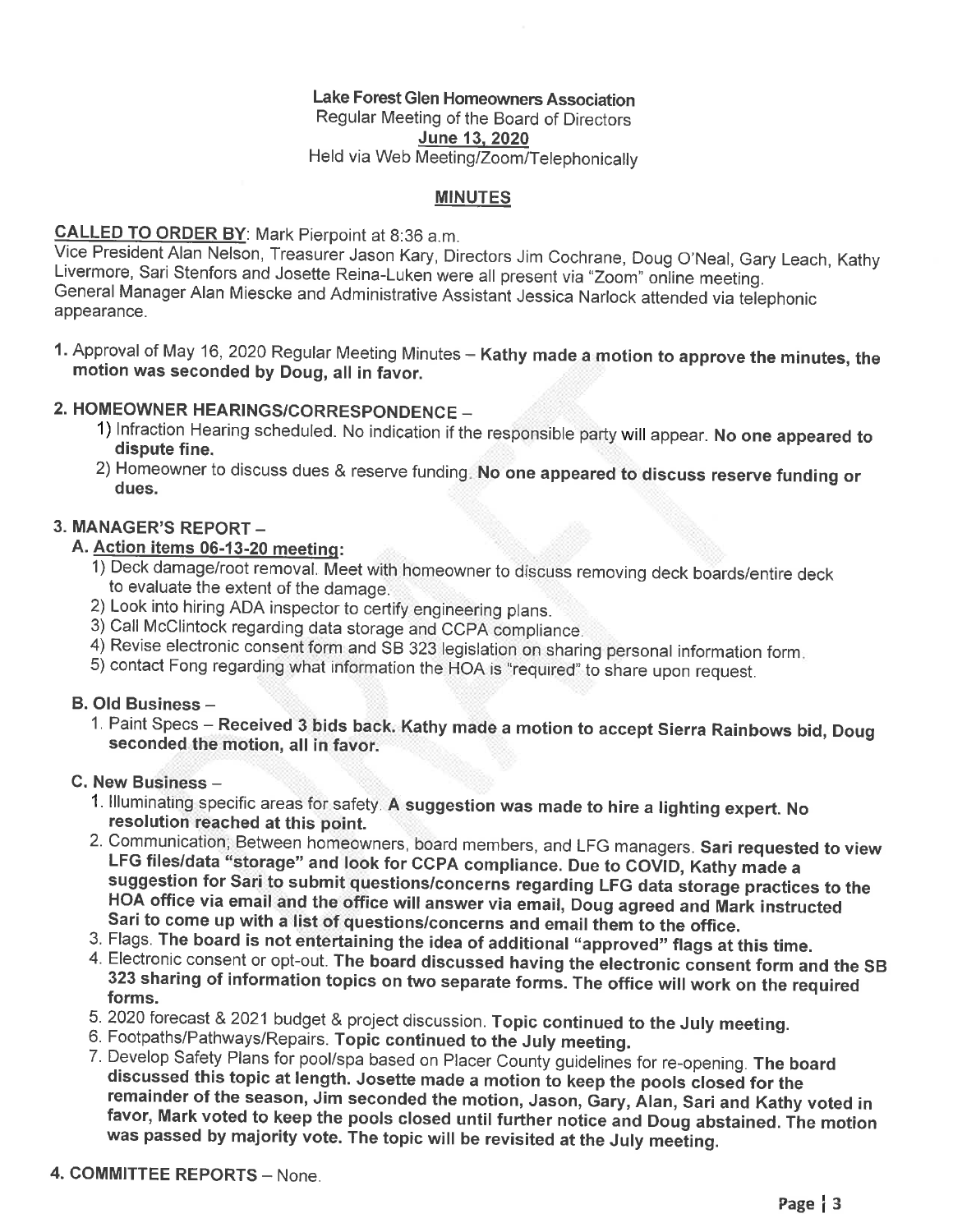**Lake Forest Glen Homeowners Association**
Regular Meeting of the Board of Directors
**June 13, 2020**
Held via Web Meeting/Zoom/Telephonically

**MINUTES**

**CALLED TO ORDER BY**: Mark Pierpoint at 8:36 a.m.
Vice President Alan Nelson, Treasurer Jason Kary, Directors Jim Cochrane, Doug O'Neal, Gary Leach, Kathy Livermore, Sari Stenfors and Josette Reina-Luken were all present via "Zoom" online meeting.
General Manager Alan Miescke and Administrative Assistant Jessica Narlock attended via telephonic appearance.

1. Approval of May 16, 2020 Regular Meeting Minutes – **Kathy made a motion to approve the minutes, the motion was seconded by Doug, all in favor.**

2. **HOMEOWNER HEARINGS/CORRESPONDENCE** –
   1) Infraction Hearing scheduled. No indication if the responsible party will appear. **No one appeared to dispute fine.**
   2) Homeowner to discuss dues & reserve funding. **No one appeared to discuss reserve funding or dues.**

3. **MANAGER'S REPORT** –

   A. **Action items 06-13-20 meeting:**
      1) Deck damage/root removal. Meet with homeowner to discuss removing deck boards/entire deck to evaluate the extent of the damage.
      2) Look into hiring ADA inspector to certify engineering plans.
      3) Call McClintock regarding data storage and CCPA compliance.
      4) Revise electronic consent form and SB 323 legislation on sharing personal information form.
      5) contact Fong regarding what information the HOA is "required" to share upon request.

   B. **Old Business** –
      1. Paint Specs – **Received 3 bids back. Kathy made a motion to accept Sierra Rainbows bid, Doug seconded the motion, all in favor.**

   C. **New Business** –
      1. Illuminating specific areas for safety. **A suggestion was made to hire a lighting expert. No resolution reached at this point.**
      2. Communication; Between homeowners, board members, and LFG managers. **Sari requested to view LFG files/data "storage" and look for CCPA compliance. Due to COVID, Kathy made a suggestion for Sari to submit questions/concerns regarding LFG data storage practices to the HOA office via email and the office will answer via email, Doug agreed and Mark instructed Sari to come up with a list of questions/concerns and email them to the office.**
      3. Flags. **The board is not entertaining the idea of additional "approved" flags at this time.**
      4. Electronic consent or opt-out. **The board discussed having the electronic consent form and the SB 323 sharing of information topics on two separate forms. The office will work on the required forms.**
      5. 2020 forecast & 2021 budget & project discussion. **Topic continued to the July meeting.**
      6. Footpaths/Pathways/Repairs. **Topic continued to the July meeting.**
      7. Develop Safety Plans for pool/spa based on Placer County guidelines for re-opening. **The board discussed this topic at length. Josette made a motion to keep the pools closed for the remainder of the season, Jim seconded the motion, Jason, Gary, Alan, Sari and Kathy voted in favor, Mark voted to keep the pools closed until further notice and Doug abstained. The motion was passed by majority vote. The topic will be revisited at the July meeting.**

4. **COMMITTEE REPORTS** – None.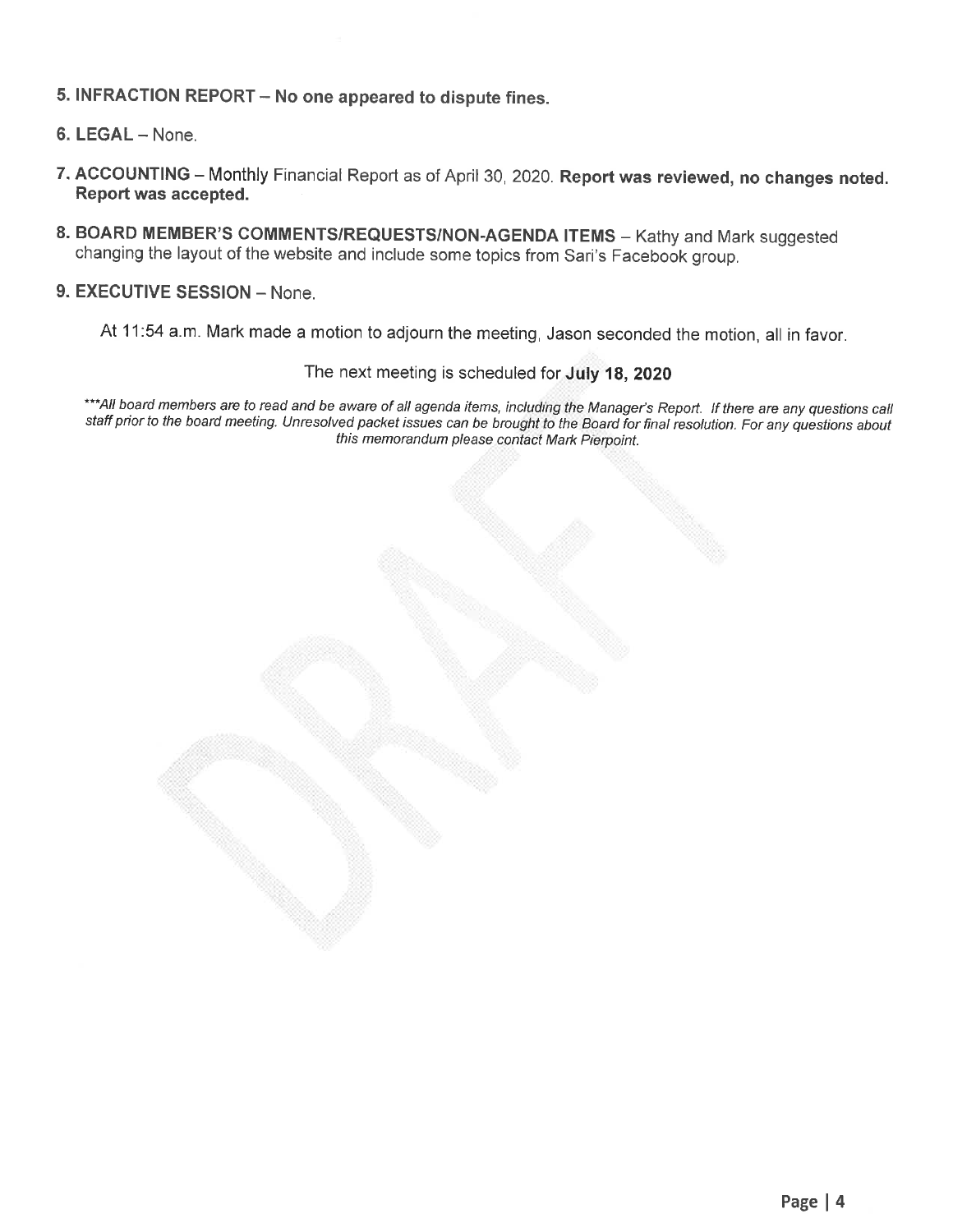**5. INFRACTION REPORT – No one appeared to dispute fines.**

**6. LEGAL** – None.

**7. ACCOUNTING** – Monthly Financial Report as of April 30, 2020. **Report was reviewed, no changes noted. Report was accepted.**

**8. BOARD MEMBER'S COMMENTS/REQUESTS/NON-AGENDA ITEMS** – Kathy and Mark suggested changing the layout of the website and include some topics from Sari's Facebook group.

**9. EXECUTIVE SESSION** – None.

At 11:54 a.m. Mark made a motion to adjourn the meeting, Jason seconded the motion, all in favor.

The next meeting is scheduled for **July 18, 2020**

*\*\*\*All board members are to read and be aware of all agenda items, including the Manager's Report. If there are any questions call staff prior to the board meeting. Unresolved packet issues can be brought to the Board for final resolution. For any questions about this memorandum please contact Mark Pierpoint.*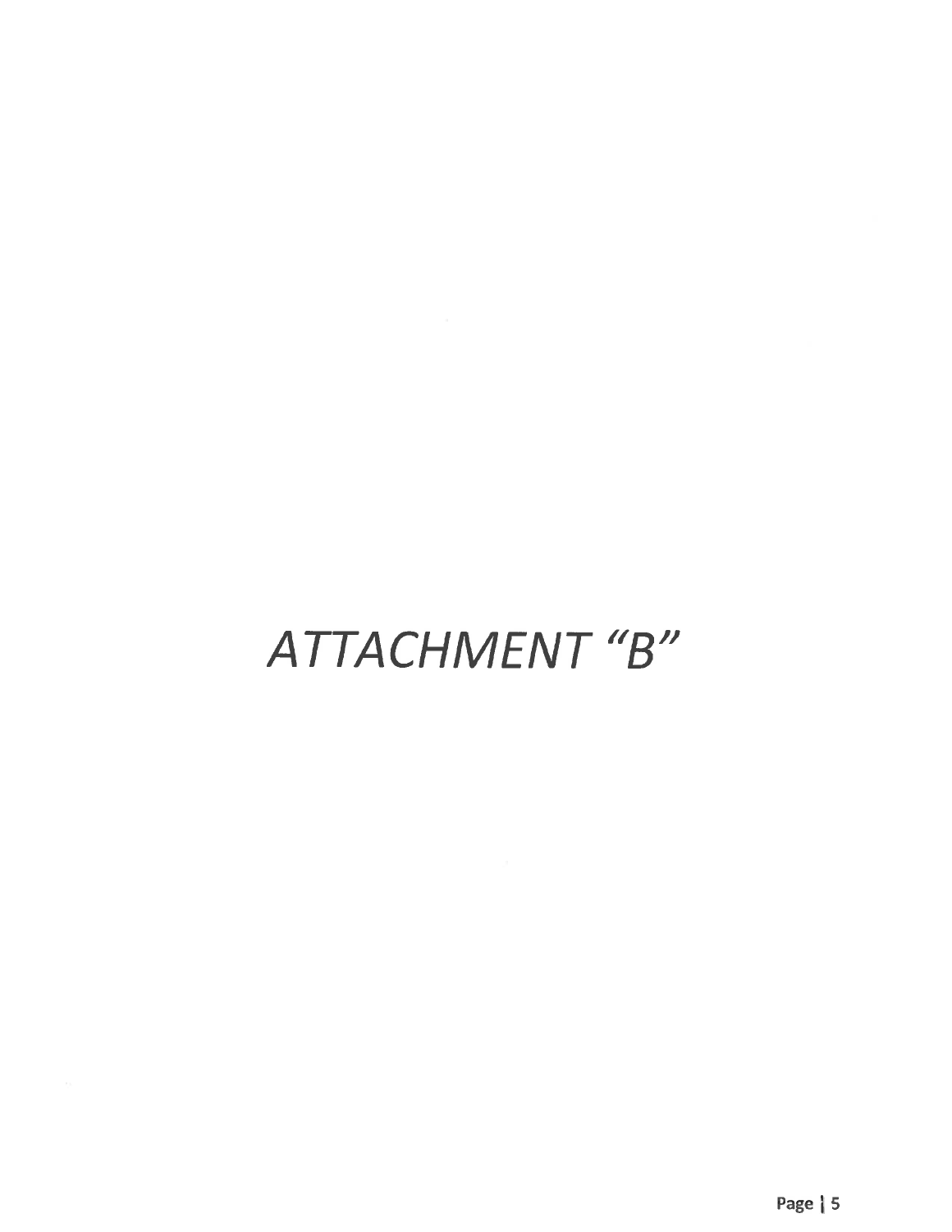# *ATTACHMENT "B"*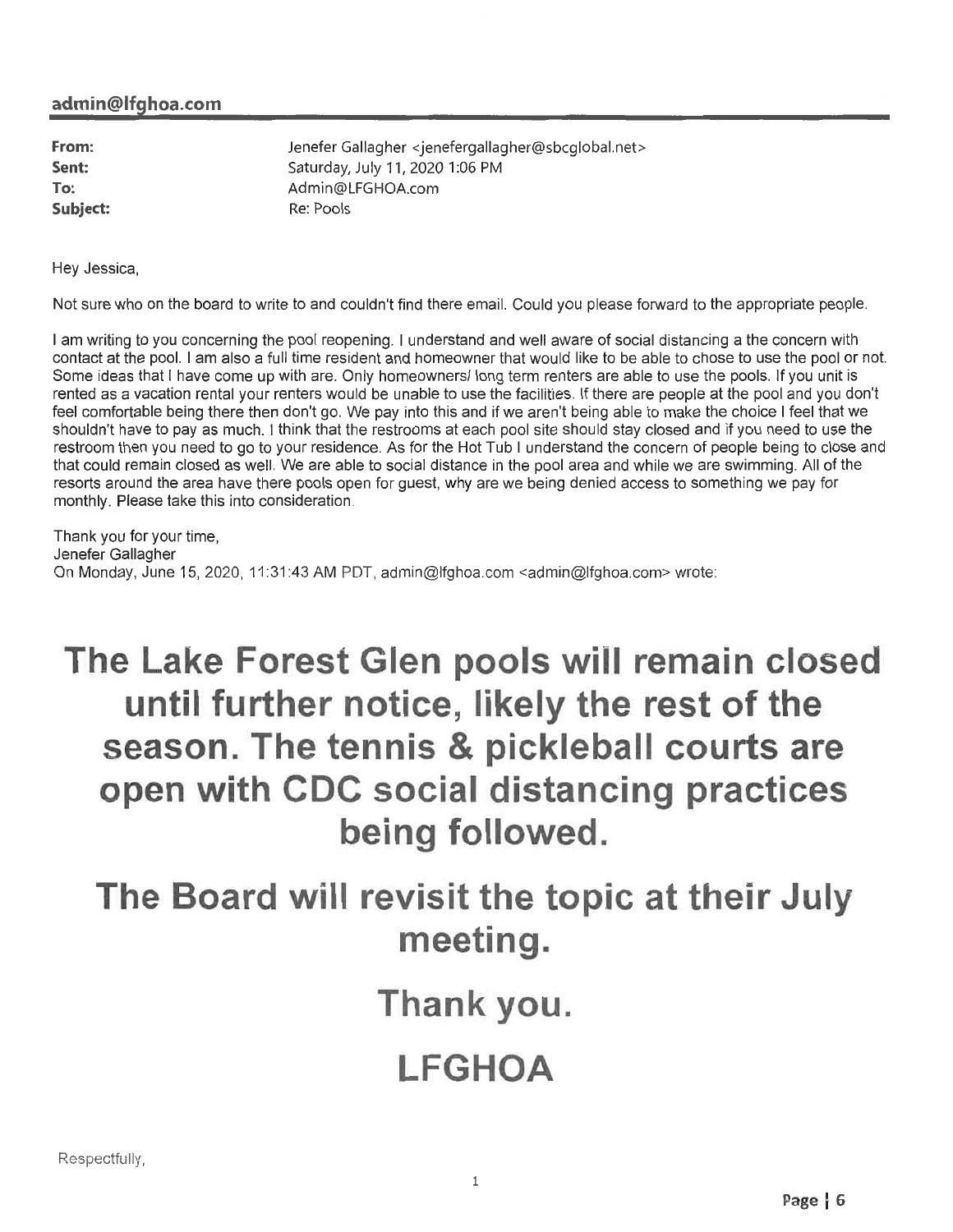**admin@lfghoa.com**

**From:** Jenefer Gallagher <jenefergallagher@sbcglobal.net>
**Sent:** Saturday, July 11, 2020 1:06 PM
**To:** Admin@LFGHOA.com
**Subject:** Re: Pools

Hey Jessica,

Not sure who on the board to write to and couldn't find there email. Could you please forward to the appropriate people.

I am writing to you concerning the pool reopening. I understand and well aware of social distancing a the concern with contact at the pool. I am also a full time resident and homeowner that would like to be able to chose to use the pool or not. Some ideas that I have come up with are. Only homeowners/ long term renters are able to use the pools. If you unit is rented as a vacation rental your renters would be unable to use the facilities. If there are people at the pool and you don't feel comfortable being there then don't go. We pay into this and if we aren't being able to make the choice I feel that we shouldn't have to pay as much. I think that the restrooms at each pool site should stay closed and if you need to use the restroom then you need to go to your residence. As for the Hot Tub I understand the concern of people being to close and that could remain closed as well. We are able to social distance in the pool area and while we are swimming. All of the resorts around the area have there pools open for guest, why are we being denied access to something we pay for monthly. Please take this into consideration.

Thank you for your time,
Jenefer Gallagher
On Monday, June 15, 2020, 11:31:43 AM PDT, admin@lfghoa.com <admin@lfghoa.com> wrote:

# The Lake Forest Glen pools will remain closed until further notice, likely the rest of the season. The tennis & pickleball courts are open with CDC social distancing practices being followed.

# The Board will revisit the topic at their July meeting.

# Thank you.

# LFGHOA

Respectfully,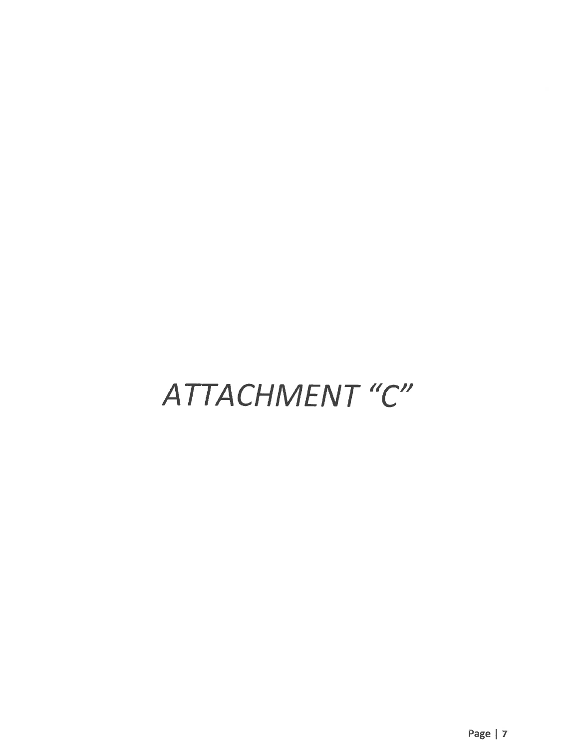# *ATTACHMENT "C"*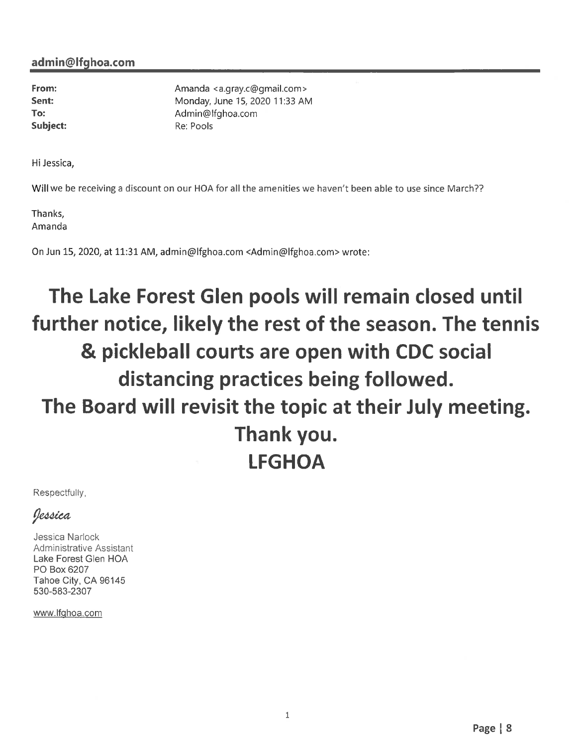**admin@lfghoa.com**

| | |
|---|---|
| **From:** | Amanda <a.gray.c@gmail.com> |
| **Sent:** | Monday, June 15, 2020 11:33 AM |
| **To:** | Admin@lfghoa.com |
| **Subject:** | Re: Pools |

Hi Jessica,

Will we be receiving a discount on our HOA for all the amenities we haven't been able to use since March??

Thanks,
Amanda

On Jun 15, 2020, at 11:31 AM, admin@lfghoa.com <Admin@lfghoa.com> wrote:

**The Lake Forest Glen pools will remain closed until further notice, likely the rest of the season. The tennis & pickleball courts are open with CDC social distancing practices being followed.**
**The Board will revisit the topic at their July meeting.**
**Thank you.**
**LFGHOA**

Respectfully,

*Jessica*

Jessica Narlock
Administrative Assistant
Lake Forest Glen HOA
PO Box 6207
Tahoe City, CA 96145
530-583-2307

www.lfghoa.com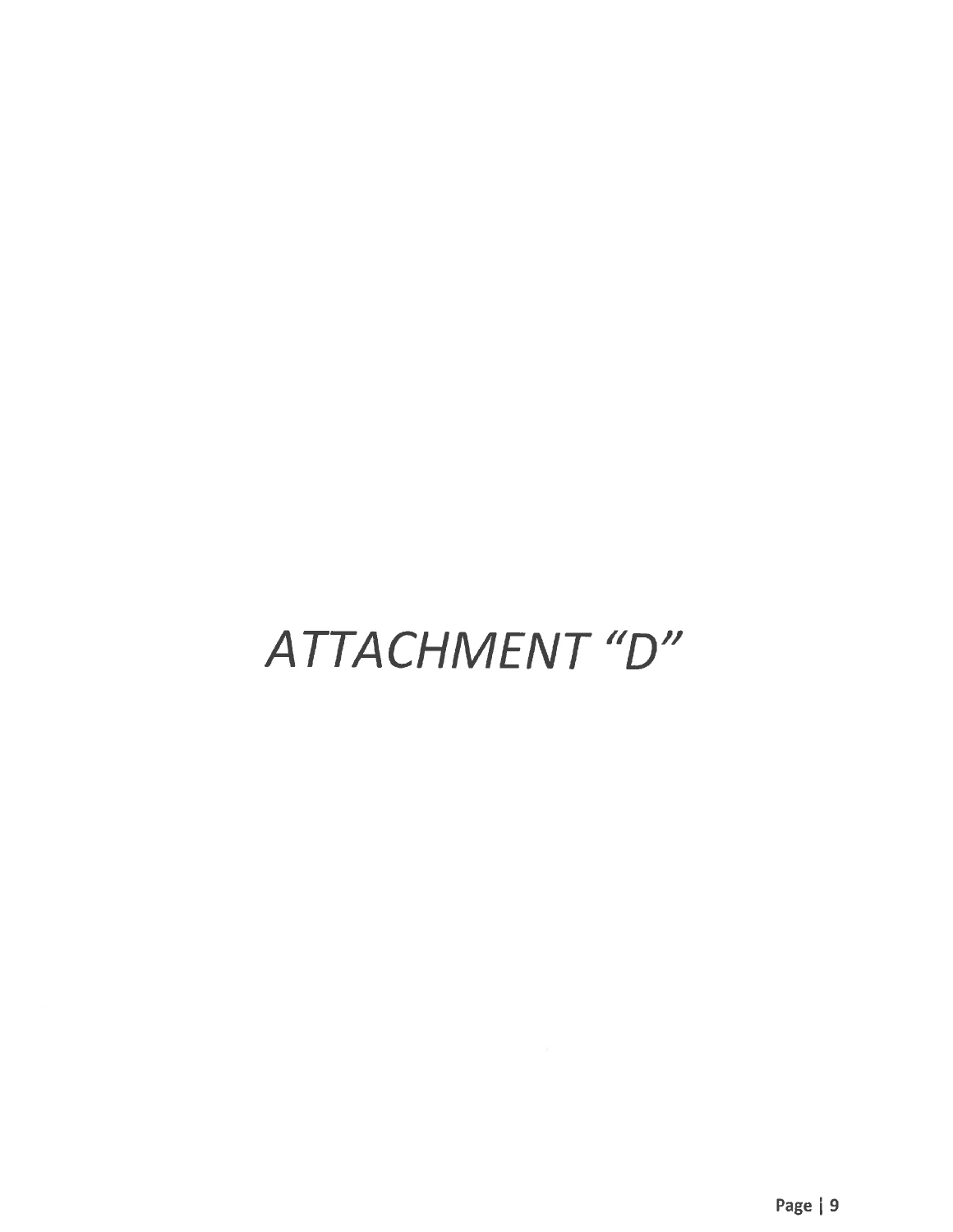# *ATTACHMENT "D"*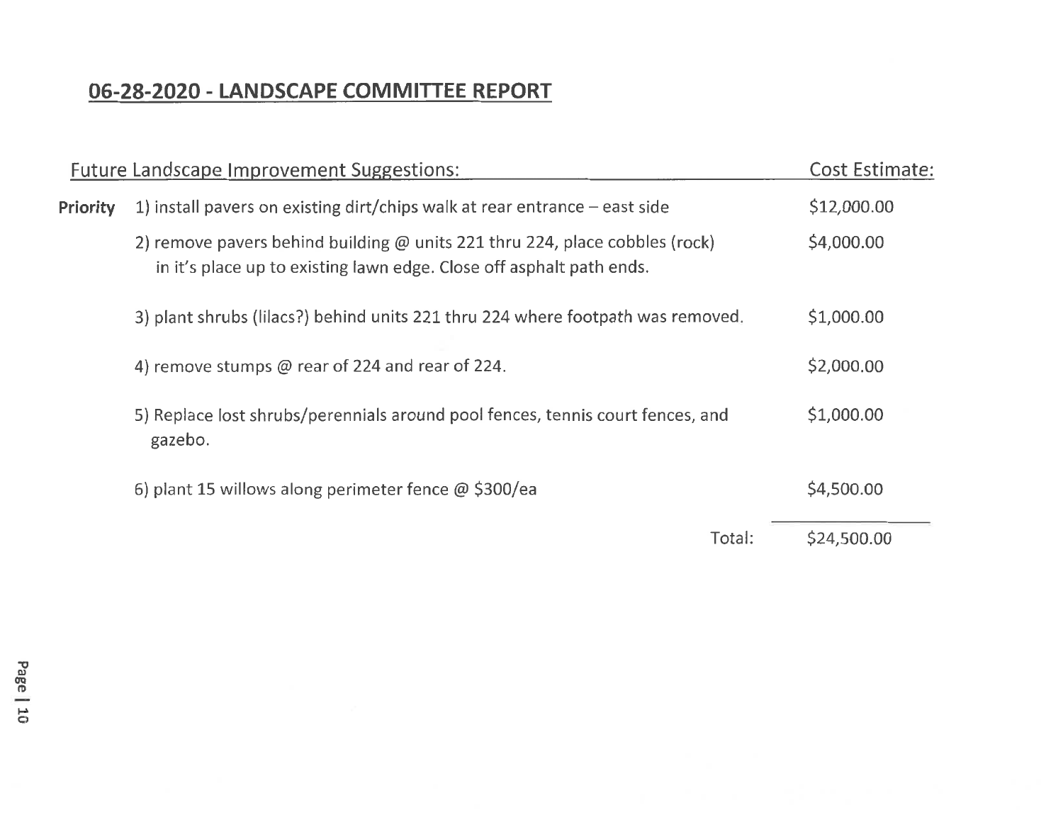## 06-28-2020 - LANDSCAPE COMMITTEE REPORT

| | Future Landscape Improvement Suggestions: | Cost Estimate: |
|---|---|---|
| **Priority** | 1) install pavers on existing dirt/chips walk at rear entrance – east side | $12,000.00 |
| | 2) remove pavers behind building @ units 221 thru 224, place cobbles (rock) in it's place up to existing lawn edge. Close off asphalt path ends. | $4,000.00 |
| | 3) plant shrubs (lilacs?) behind units 221 thru 224 where footpath was removed. | $1,000.00 |
| | 4) remove stumps @ rear of 224 and rear of 224. | $2,000.00 |
| | 5) Replace lost shrubs/perennials around pool fences, tennis court fences, and gazebo. | $1,000.00 |
| | 6) plant 15 willows along perimeter fence @ $300/ea | $4,500.00 |
| | Total: | $24,500.00 |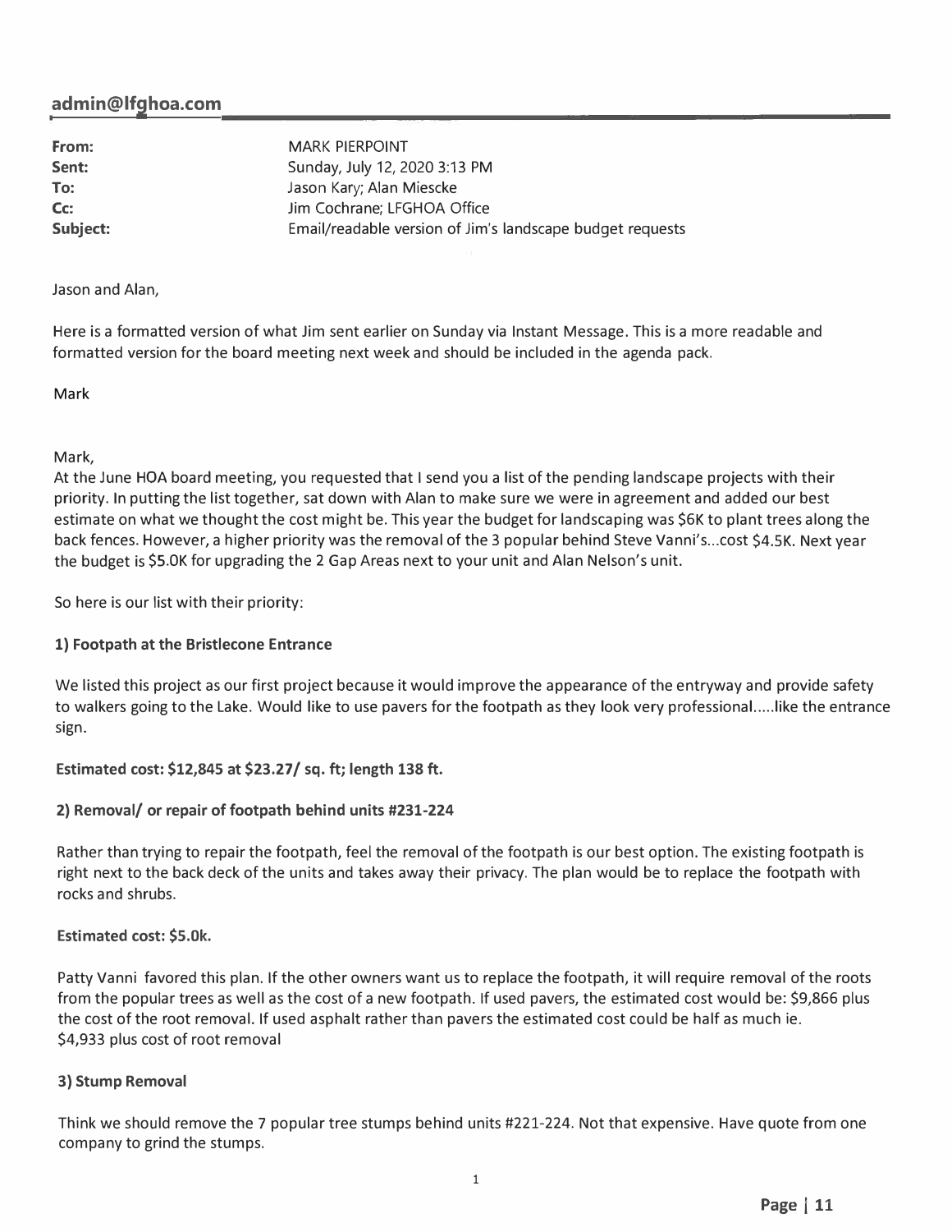## admin@lfghoa.com

| | |
|---|---|
| **From:** | MARK PIERPOINT |
| **Sent:** | Sunday, July 12, 2020 3:13 PM |
| **To:** | Jason Kary; Alan Miescke |
| **Cc:** | Jim Cochrane; LFGHOA Office |
| **Subject:** | Email/readable version of Jim's landscape budget requests |

Jason and Alan,

Here is a formatted version of what Jim sent earlier on Sunday via Instant Message. This is a more readable and formatted version for the board meeting next week and should be included in the agenda pack.

Mark

Mark,
At the June HOA board meeting, you requested that I send you a list of the pending landscape projects with their priority. In putting the list together, sat down with Alan to make sure we were in agreement and added our best estimate on what we thought the cost might be. This year the budget for landscaping was $6K to plant trees along the back fences. However, a higher priority was the removal of the 3 popular behind Steve Vanni's...cost $4.5K. Next year the budget is $5.0K for upgrading the 2 Gap Areas next to your unit and Alan Nelson's unit.

So here is our list with their priority:

**1) Footpath at the Bristlecone Entrance**

We listed this project as our first project because it would improve the appearance of the entryway and provide safety to walkers going to the Lake. Would like to use pavers for the footpath as they look very professional.....like the entrance sign.

**Estimated cost: $12,845 at $23.27/ sq. ft; length 138 ft.**

**2) Removal/ or repair of footpath behind units #231-224**

Rather than trying to repair the footpath, feel the removal of the footpath is our best option. The existing footpath is right next to the back deck of the units and takes away their privacy. The plan would be to replace the footpath with rocks and shrubs.

**Estimated cost: $5.0k.**

Patty Vanni favored this plan. If the other owners want us to replace the footpath, it will require removal of the roots from the popular trees as well as the cost of a new footpath. If used pavers, the estimated cost would be: $9,866 plus the cost of the root removal. If used asphalt rather than pavers the estimated cost could be half as much ie. $4,933 plus cost of root removal

**3) Stump Removal**

Think we should remove the 7 popular tree stumps behind units #221-224. Not that expensive. Have quote from one company to grind the stumps.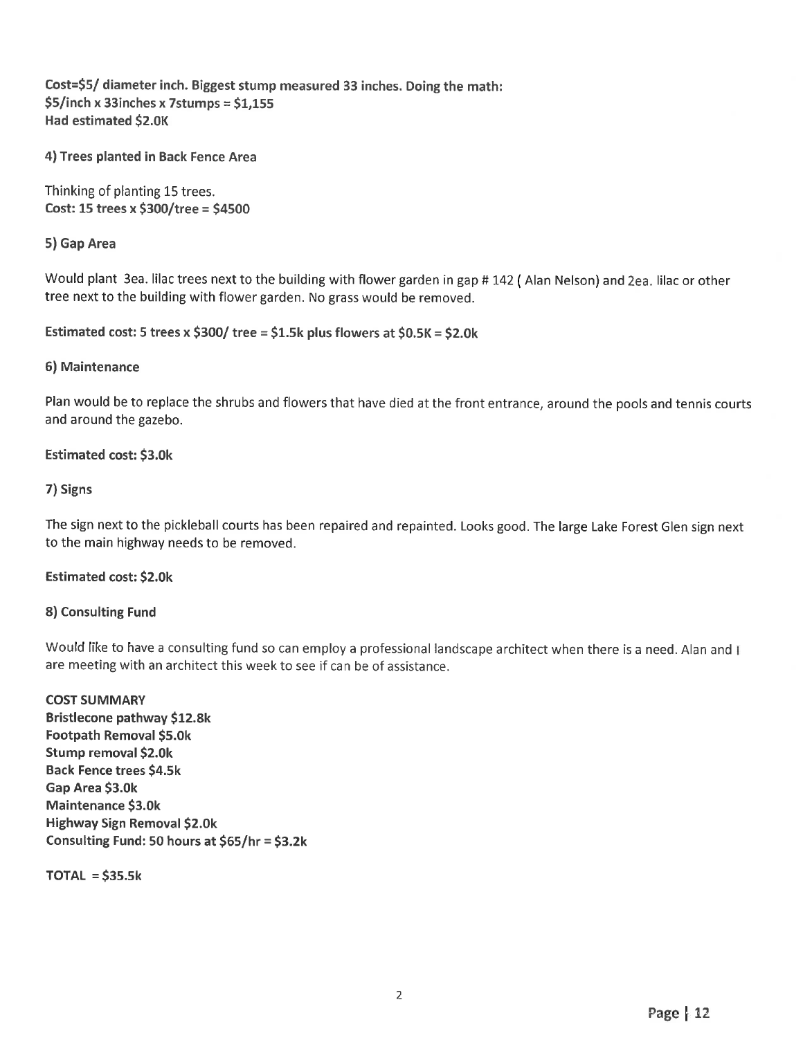**Cost=$5/ diameter inch. Biggest stump measured 33 inches. Doing the math:**
**$5/inch x 33inches x 7stumps = $1,155**
**Had estimated $2.0K**

**4) Trees planted in Back Fence Area**

Thinking of planting 15 trees.
**Cost: 15 trees x $300/tree = $4500**

**5) Gap Area**

Would plant 3ea. lilac trees next to the building with flower garden in gap # 142 ( Alan Nelson) and 2ea. lilac or other tree next to the building with flower garden. No grass would be removed.

**Estimated cost: 5 trees x $300/ tree = $1.5k plus flowers at $0.5K = $2.0k**

**6) Maintenance**

Plan would be to replace the shrubs and flowers that have died at the front entrance, around the pools and tennis courts and around the gazebo.

**Estimated cost: $3.0k**

**7) Signs**

The sign next to the pickleball courts has been repaired and repainted. Looks good. The large Lake Forest Glen sign next to the main highway needs to be removed.

**Estimated cost: $2.0k**

**8) Consulting Fund**

Would like to have a consulting fund so can employ a professional landscape architect when there is a need. Alan and I are meeting with an architect this week to see if can be of assistance.

**COST SUMMARY**
**Bristlecone pathway $12.8k**
**Footpath Removal $5.0k**
**Stump removal $2.0k**
**Back Fence trees $4.5k**
**Gap Area $3.0k**
**Maintenance $3.0k**
**Highway Sign Removal $2.0k**
**Consulting Fund: 50 hours at $65/hr = $3.2k**

**TOTAL = $35.5k**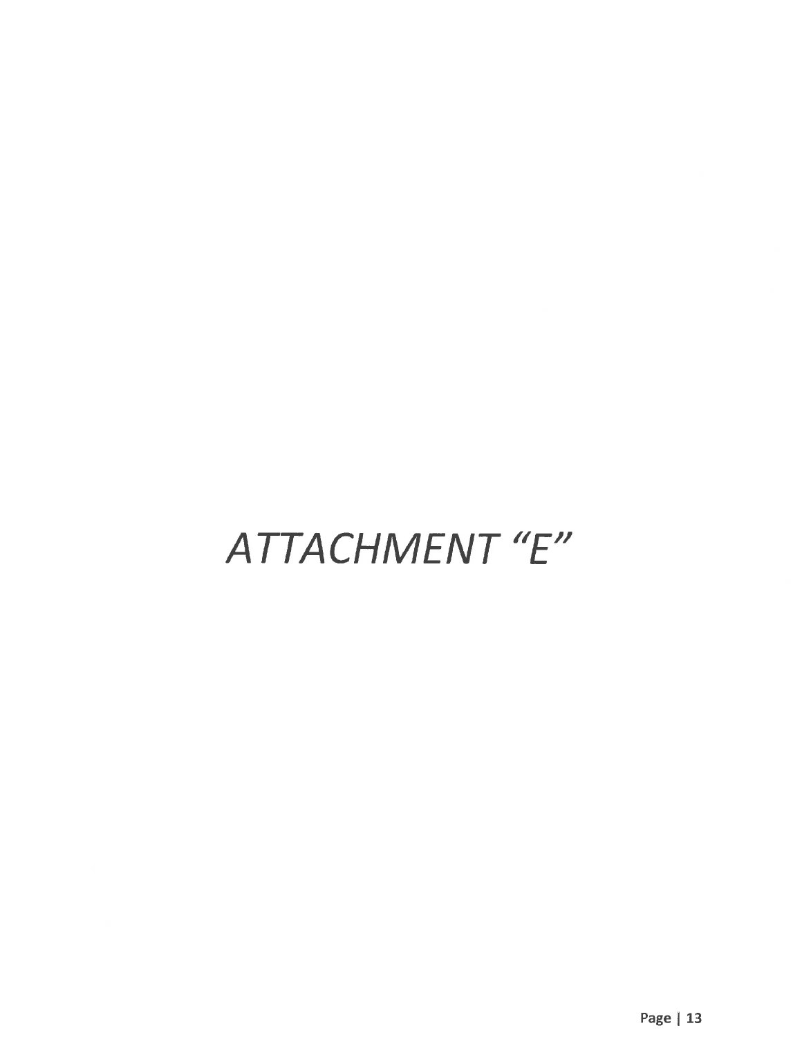# *ATTACHMENT "E"*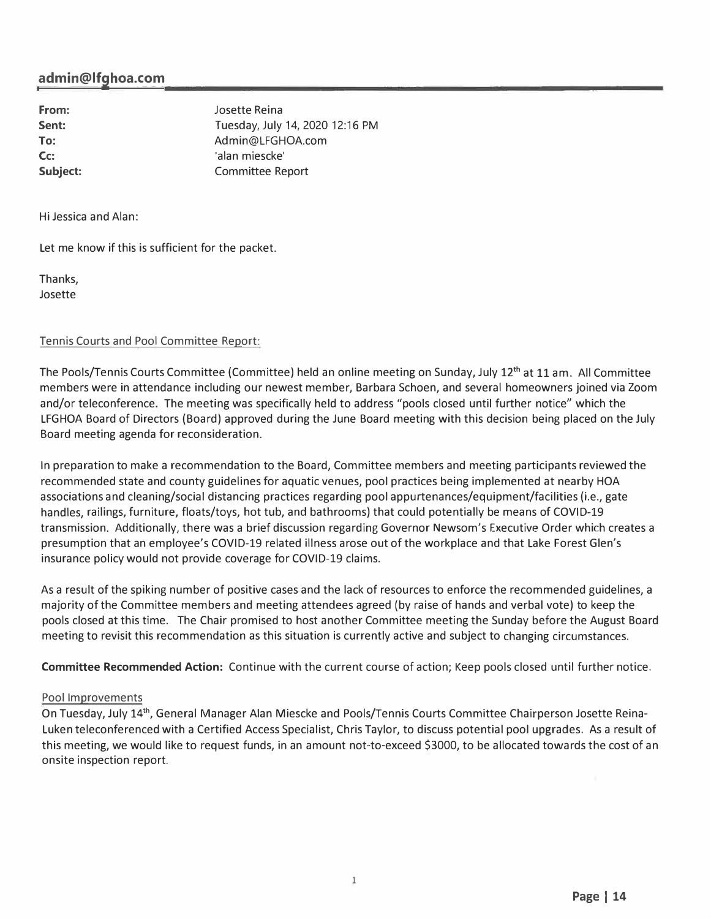**admin@lfghoa.com**

**From:** Josette Reina
**Sent:** Tuesday, July 14, 2020 12:16 PM
**To:** Admin@LFGHOA.com
**Cc:** 'alan miescke'
**Subject:** Committee Report

Hi Jessica and Alan:

Let me know if this is sufficient for the packet.

Thanks,
Josette

Tennis Courts and Pool Committee Report:

The Pools/Tennis Courts Committee (Committee) held an online meeting on Sunday, July 12th at 11 am. All Committee members were in attendance including our newest member, Barbara Schoen, and several homeowners joined via Zoom and/or teleconference. The meeting was specifically held to address "pools closed until further notice" which the LFGHOA Board of Directors (Board) approved during the June Board meeting with this decision being placed on the July Board meeting agenda for reconsideration.

In preparation to make a recommendation to the Board, Committee members and meeting participants reviewed the recommended state and county guidelines for aquatic venues, pool practices being implemented at nearby HOA associations and cleaning/social distancing practices regarding pool appurtenances/equipment/facilities (i.e., gate handles, railings, furniture, floats/toys, hot tub, and bathrooms) that could potentially be means of COVID-19 transmission. Additionally, there was a brief discussion regarding Governor Newsom's Executive Order which creates a presumption that an employee's COVID-19 related illness arose out of the workplace and that Lake Forest Glen's insurance policy would not provide coverage for COVID-19 claims.

As a result of the spiking number of positive cases and the lack of resources to enforce the recommended guidelines, a majority of the Committee members and meeting attendees agreed (by raise of hands and verbal vote) to keep the pools closed at this time. The Chair promised to host another Committee meeting the Sunday before the August Board meeting to revisit this recommendation as this situation is currently active and subject to changing circumstances.

**Committee Recommended Action:** Continue with the current course of action; Keep pools closed until further notice.

Pool Improvements

On Tuesday, July 14th, General Manager Alan Miescke and Pools/Tennis Courts Committee Chairperson Josette Reina-Luken teleconferenced with a Certified Access Specialist, Chris Taylor, to discuss potential pool upgrades. As a result of this meeting, we would like to request funds, in an amount not-to-exceed $3000, to be allocated towards the cost of an onsite inspection report.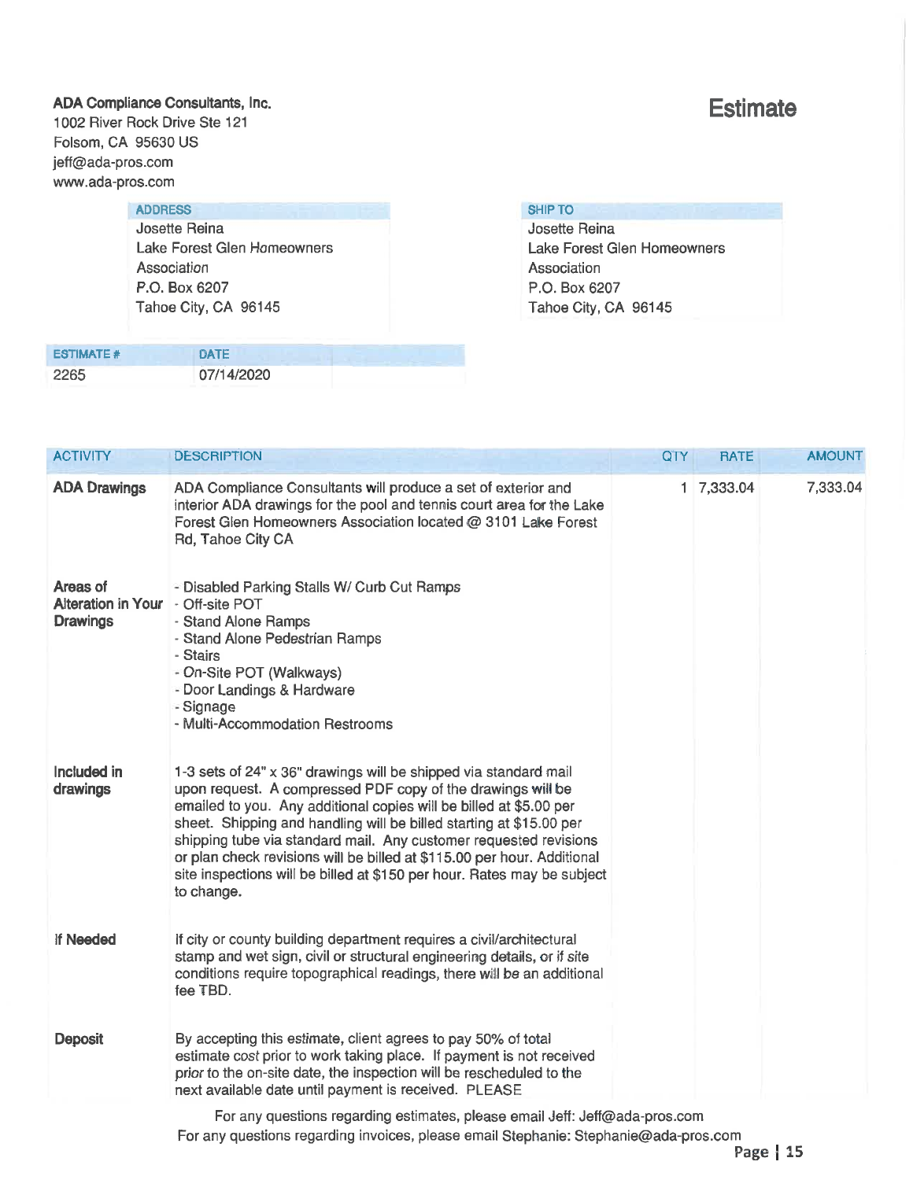**ADA Compliance Consultants, Inc.**
1002 River Rock Drive Ste 121
Folsom, CA 95630 US
jeff@ada-pros.com
www.ada-pros.com

# Estimate

| ADDRESS | SHIP TO |
|---|---|
| Josette Reina<br>Lake Forest Glen Homeowners Association<br>P.O. Box 6207<br>Tahoe City, CA 96145 | Josette Reina<br>Lake Forest Glen Homeowners Association<br>P.O. Box 6207<br>Tahoe City, CA 96145 |

| ESTIMATE # | DATE |
|---|---|
| 2265 | 07/14/2020 |

| ACTIVITY | DESCRIPTION | QTY | RATE | AMOUNT |
|---|---|---|---|---|
| **ADA Drawings** | ADA Compliance Consultants will produce a set of exterior and interior ADA drawings for the pool and tennis court area for the Lake Forest Glen Homeowners Association located @ 3101 Lake Forest Rd, Tahoe City CA | 1 | 7,333.04 | 7,333.04 |
| **Areas of Alteration in Your Drawings** | - Disabled Parking Stalls W/ Curb Cut Ramps<br>- Off-site POT<br>- Stand Alone Ramps<br>- Stand Alone Pedestrian Ramps<br>- Stairs<br>- On-Site POT (Walkways)<br>- Door Landings & Hardware<br>- Signage<br>- Multi-Accommodation Restrooms | | | |
| **Included in drawings** | 1-3 sets of 24" x 36" drawings will be shipped via standard mail upon request. A compressed PDF copy of the drawings will be emailed to you. Any additional copies will be billed at $5.00 per sheet. Shipping and handling will be billed starting at $15.00 per shipping tube via standard mail. Any customer requested revisions or plan check revisions will be billed at $115.00 per hour. Additional site inspections will be billed at $150 per hour. Rates may be subject to change. | | | |
| **If Needed** | If city or county building department requires a civil/architectural stamp and wet sign, civil or structural engineering details, or if site conditions require topographical readings, there will be an additional fee TBD. | | | |
| **Deposit** | By accepting this estimate, client agrees to pay 50% of total estimate cost prior to work taking place. If payment is not received prior to the on-site date, the inspection will be rescheduled to the next available date until payment is received. PLEASE | | | |

For any questions regarding estimates, please email Jeff: Jeff@ada-pros.com
For any questions regarding invoices, please email Stephanie: Stephanie@ada-pros.com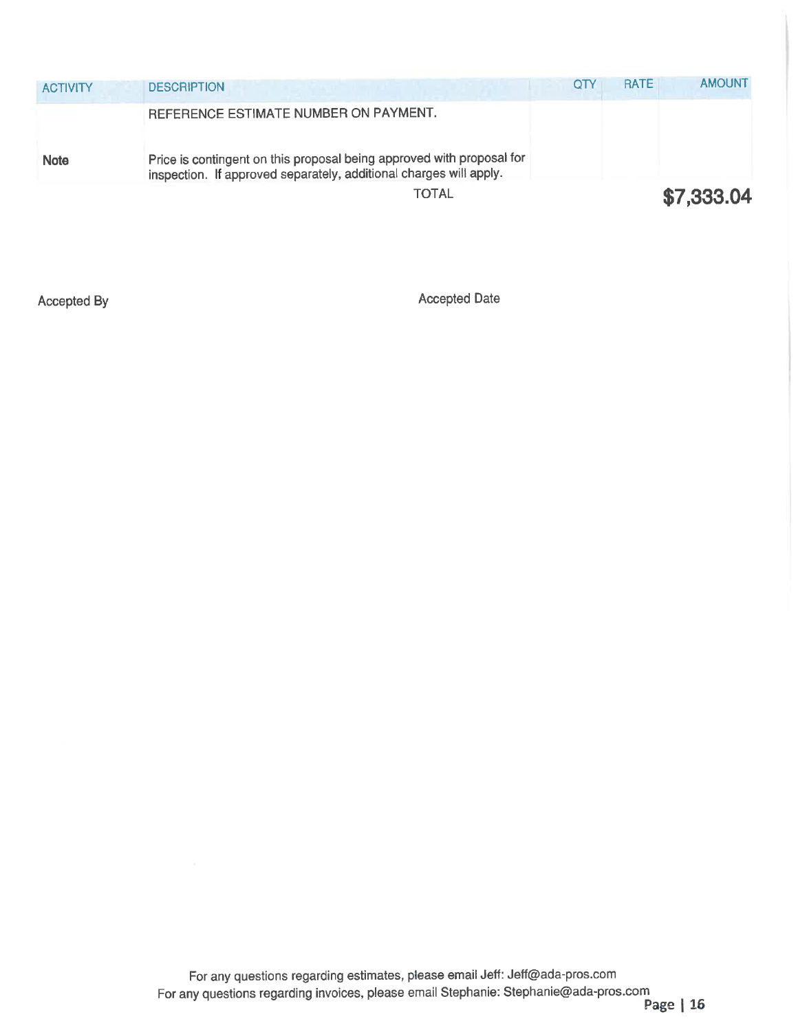| ACTIVITY | DESCRIPTION | QTY | RATE | AMOUNT |
|---|---|---|---|---|
| | REFERENCE ESTIMATE NUMBER ON PAYMENT. | | | |
| **Note** | Price is contingent on this proposal being approved with proposal for inspection. If approved separately, additional charges will apply. | | | |
| | TOTAL | | | **$7,333.04** |

Accepted By

Accepted Date

For any questions regarding estimates, please email Jeff: Jeff@ada-pros.com
For any questions regarding invoices, please email Stephanie: Stephanie@ada-pros.com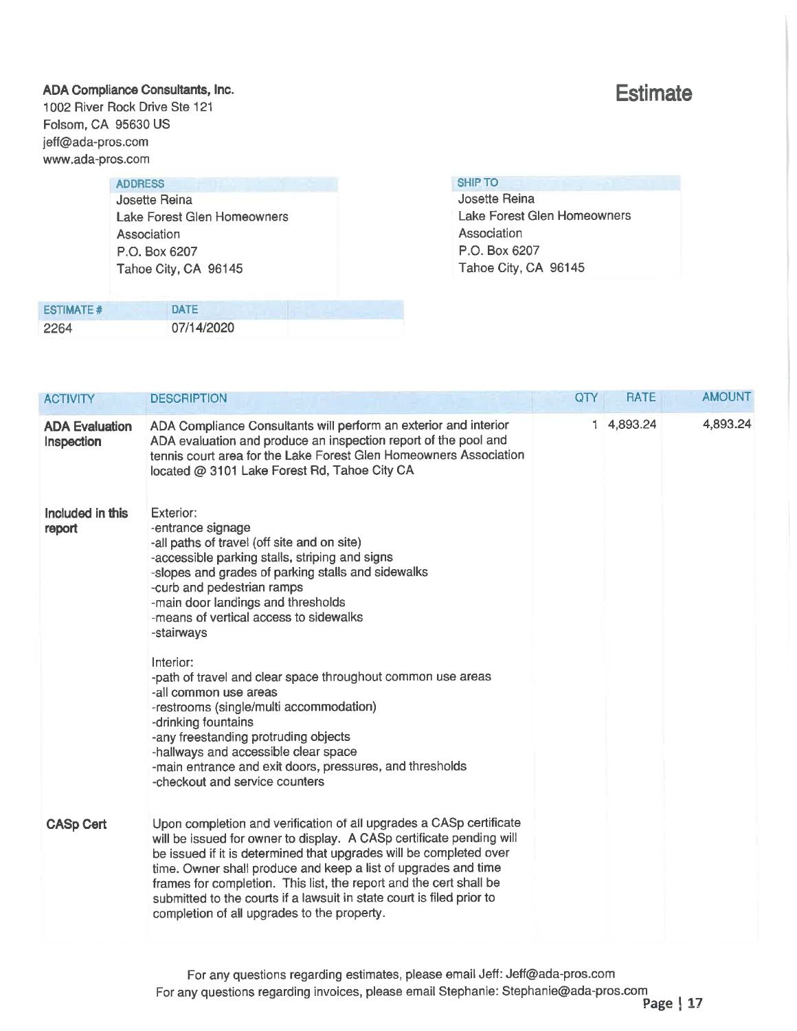**ADA Compliance Consultants, Inc.**
1002 River Rock Drive Ste 121
Folsom, CA 95630 US
jeff@ada-pros.com
www.ada-pros.com

# Estimate

| ADDRESS | SHIP TO |
|---|---|
| Josette Reina<br>Lake Forest Glen Homeowners Association<br>P.O. Box 6207<br>Tahoe City, CA 96145 | Josette Reina<br>Lake Forest Glen Homeowners Association<br>P.O. Box 6207<br>Tahoe City, CA 96145 |

| ESTIMATE # | DATE |
|---|---|
| 2264 | 07/14/2020 |

| ACTIVITY | DESCRIPTION | QTY | RATE | AMOUNT |
|---|---|---|---|---|
| **ADA Evaluation Inspection** | ADA Compliance Consultants will perform an exterior and interior ADA evaluation and produce an inspection report of the pool and tennis court area for the Lake Forest Glen Homeowners Association located @ 3101 Lake Forest Rd, Tahoe City CA | 1 | 4,893.24 | 4,893.24 |
| **Included in this report** | Exterior:<br>-entrance signage<br>-all paths of travel (off site and on site)<br>-accessible parking stalls, striping and signs<br>-slopes and grades of parking stalls and sidewalks<br>-curb and pedestrian ramps<br>-main door landings and thresholds<br>-means of vertical access to sidewalks<br>-stairways<br><br>Interior:<br>-path of travel and clear space throughout common use areas<br>-all common use areas<br>-restrooms (single/multi accommodation)<br>-drinking fountains<br>-any freestanding protruding objects<br>-hallways and accessible clear space<br>-main entrance and exit doors, pressures, and thresholds<br>-checkout and service counters | | | |
| **CASp Cert** | Upon completion and verification of all upgrades a CASp certificate will be issued for owner to display. A CASp certificate pending will be issued if it is determined that upgrades will be completed over time. Owner shall produce and keep a list of upgrades and time frames for completion. This list, the report and the cert shall be submitted to the courts if a lawsuit in state court is filed prior to completion of all upgrades to the property. | | | |

For any questions regarding estimates, please email Jeff: Jeff@ada-pros.com
For any questions regarding invoices, please email Stephanie: Stephanie@ada-pros.com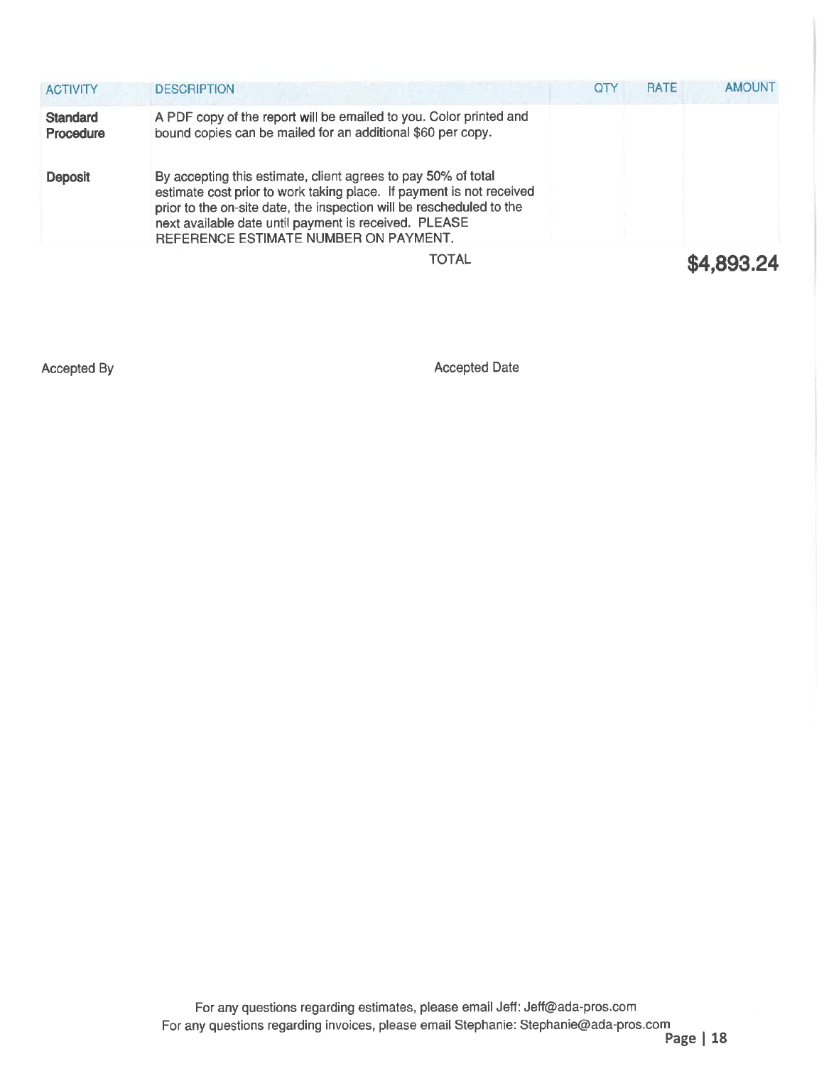| ACTIVITY | DESCRIPTION | QTY | RATE | AMOUNT |
|---|---|---|---|---|
| **Standard Procedure** | A PDF copy of the report will be emailed to you. Color printed and bound copies can be mailed for an additional $60 per copy. | | | |
| **Deposit** | By accepting this estimate, client agrees to pay 50% of total estimate cost prior to work taking place. If payment is not received prior to the on-site date, the inspection will be rescheduled to the next available date until payment is received. PLEASE REFERENCE ESTIMATE NUMBER ON PAYMENT. | | | |
| | TOTAL | | | **$4,893.24** |

Accepted By

Accepted Date

For any questions regarding estimates, please email Jeff: Jeff@ada-pros.com
For any questions regarding invoices, please email Stephanie: Stephanie@ada-pros.com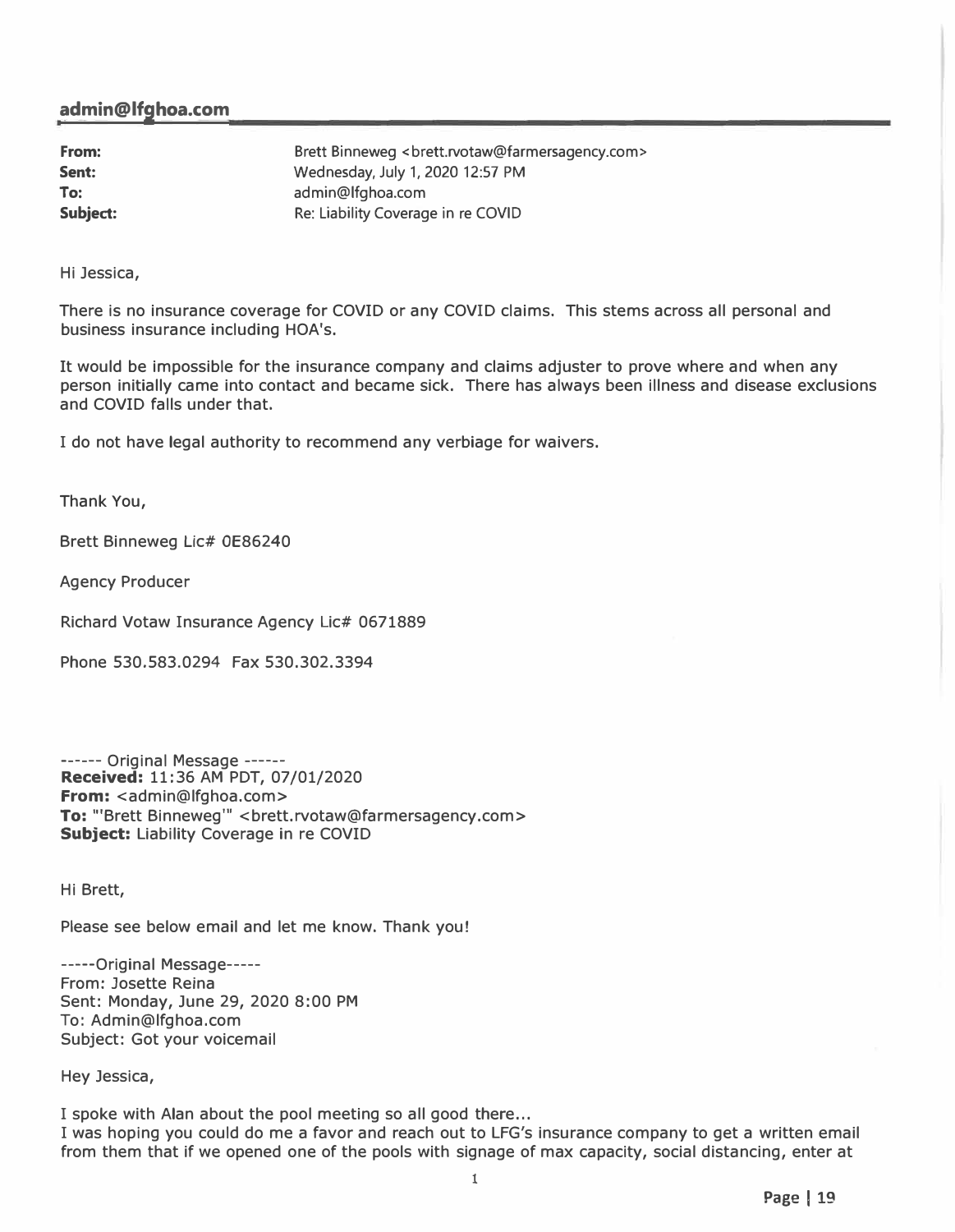## admin@lfghoa.com

**From:** Brett Binneweg <brett.rvotaw@farmersagency.com>
**Sent:** Wednesday, July 1, 2020 12:57 PM
**To:** admin@lfghoa.com
**Subject:** Re: Liability Coverage in re COVID

Hi Jessica,

There is no insurance coverage for COVID or any COVID claims. This stems across all personal and business insurance including HOA's.

It would be impossible for the insurance company and claims adjuster to prove where and when any person initially came into contact and became sick. There has always been illness and disease exclusions and COVID falls under that.

I do not have legal authority to recommend any verbiage for waivers.

Thank You,

Brett Binneweg Lic# 0E86240

Agency Producer

Richard Votaw Insurance Agency Lic# 0671889

Phone 530.583.0294 Fax 530.302.3394

------ Original Message ------
**Received:** 11:36 AM PDT, 07/01/2020
**From:** <admin@lfghoa.com>
**To:** "'Brett Binneweg'" <brett.rvotaw@farmersagency.com>
**Subject:** Liability Coverage in re COVID

Hi Brett,

Please see below email and let me know. Thank you!

-----Original Message-----
From: Josette Reina
Sent: Monday, June 29, 2020 8:00 PM
To: Admin@lfghoa.com
Subject: Got your voicemail

Hey Jessica,

I spoke with Alan about the pool meeting so all good there...
I was hoping you could do me a favor and reach out to LFG's insurance company to get a written email from them that if we opened one of the pools with signage of max capacity, social distancing, enter at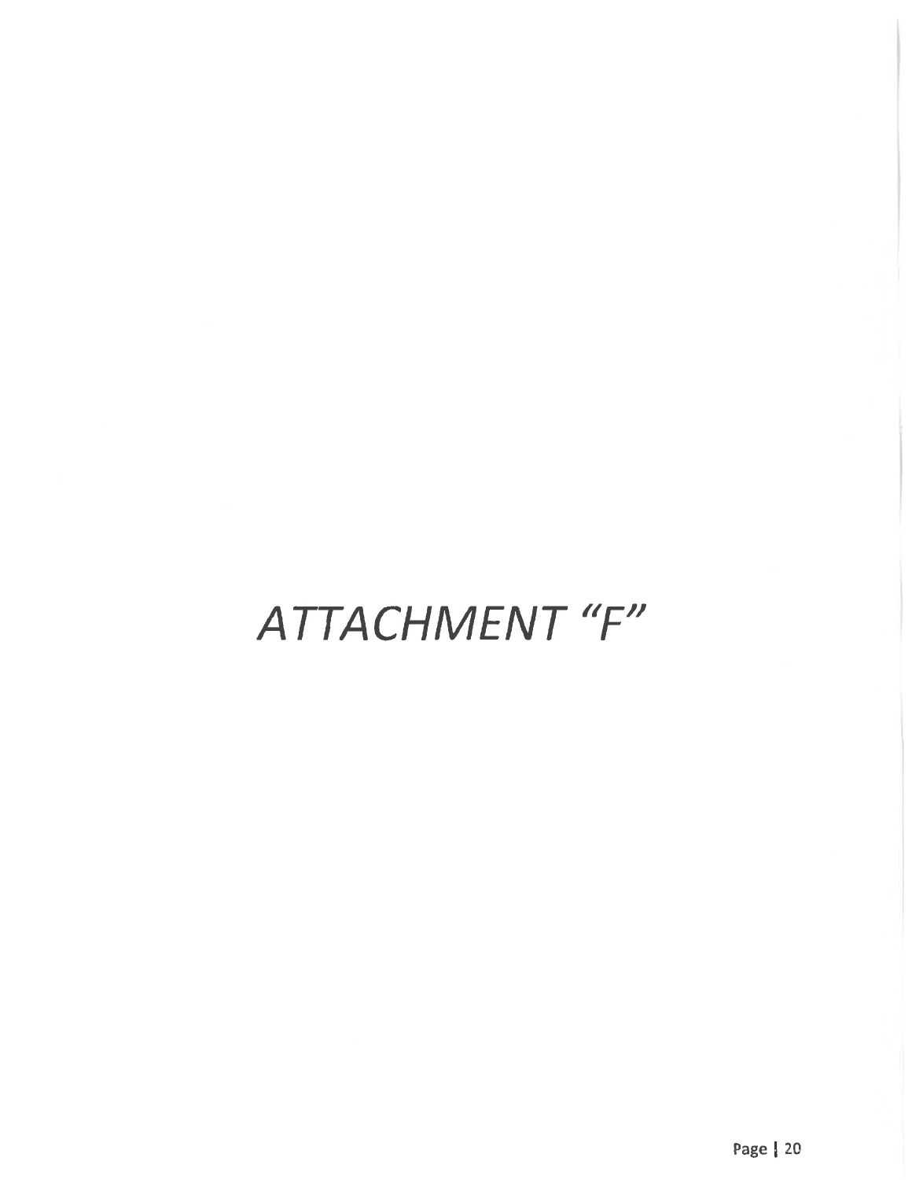# *ATTACHMENT "F"*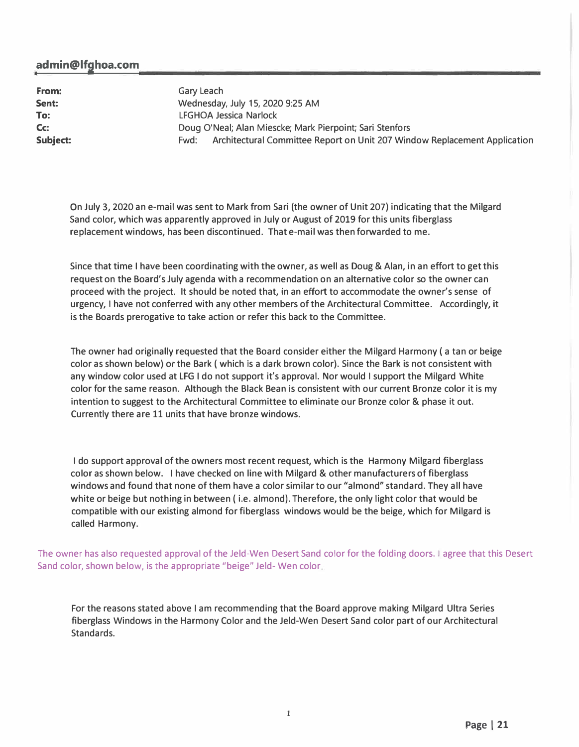**admin@lfghoa.com**

| | |
|---|---|
| **From:** | Gary Leach |
| **Sent:** | Wednesday, July 15, 2020 9:25 AM |
| **To:** | LFGHOA Jessica Narlock |
| **Cc:** | Doug O'Neal; Alan Miescke; Mark Pierpoint; Sari Stenfors |
| **Subject:** | Fwd: Architectural Committee Report on Unit 207 Window Replacement Application |

On July 3, 2020 an e-mail was sent to Mark from Sari (the owner of Unit 207) indicating that the Milgard Sand color, which was apparently approved in July or August of 2019 for this units fiberglass replacement windows, has been discontinued. That e-mail was then forwarded to me.

Since that time I have been coordinating with the owner, as well as Doug & Alan, in an effort to get this request on the Board's July agenda with a recommendation on an alternative color so the owner can proceed with the project. It should be noted that, in an effort to accommodate the owner's sense of urgency, I have not conferred with any other members of the Architectural Committee. Accordingly, it is the Boards prerogative to take action or refer this back to the Committee.

The owner had originally requested that the Board consider either the Milgard Harmony ( a tan or beige color as shown below) or the Bark ( which is a dark brown color). Since the Bark is not consistent with any window color used at LFG I do not support it's approval. Nor would I support the Milgard White color for the same reason. Although the Black Bean is consistent with our current Bronze color it is my intention to suggest to the Architectural Committee to eliminate our Bronze color & phase it out. Currently there are 11 units that have bronze windows.

I do support approval of the owners most recent request, which is the Harmony Milgard fiberglass color as shown below. I have checked on line with Milgard & other manufacturers of fiberglass windows and found that none of them have a color similar to our "almond" standard. They all have white or beige but nothing in between ( i.e. almond). Therefore, the only light color that would be compatible with our existing almond for fiberglass windows would be the beige, which for Milgard is called Harmony.

The owner has also requested approval of the Jeld-Wen Desert Sand color for the folding doors. I agree that this Desert Sand color, shown below, is the appropriate "beige" Jeld- Wen color.

For the reasons stated above I am recommending that the Board approve making Milgard Ultra Series fiberglass Windows in the Harmony Color and the Jeld-Wen Desert Sand color part of our Architectural Standards.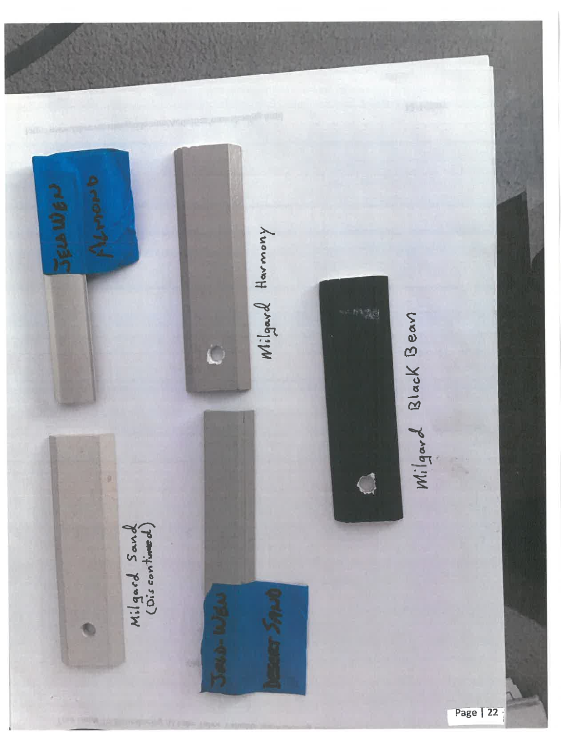JELD-WEN Almond

Milgard Harmony

Milgard Black Bean

Milgard Sand (Discontinued)

JELD-WEN Desert Sand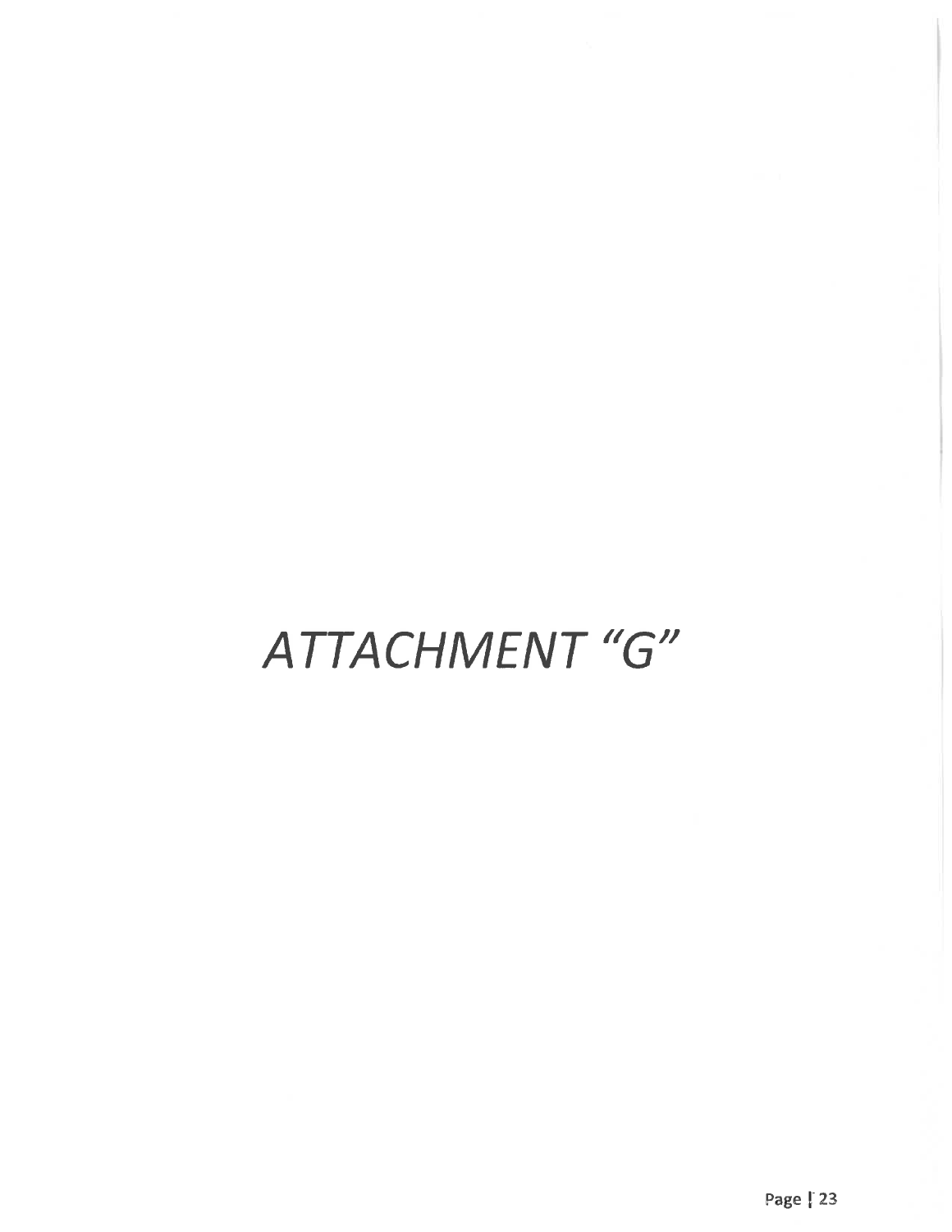# *ATTACHMENT "G"*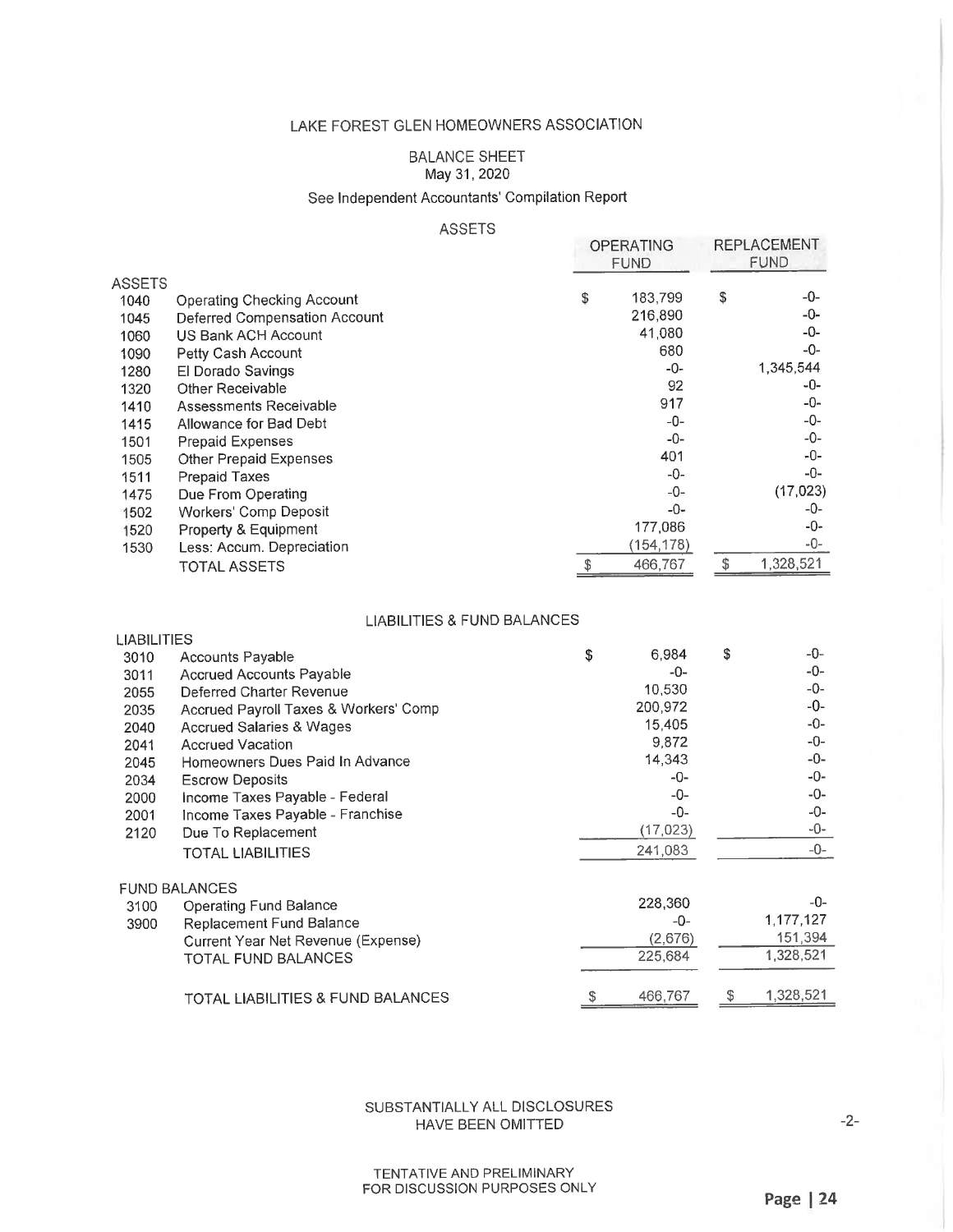# LAKE FOREST GLEN HOMEOWNERS ASSOCIATION

## BALANCE SHEET

May 31, 2020

See Independent Accountants' Compilation Report

### ASSETS

| | | OPERATING FUND | REPLACEMENT FUND |
|---|---|---|---|
| **ASSETS** | | | |
| 1040 | Operating Checking Account | $ 183,799 | $ -0- |
| 1045 | Deferred Compensation Account | 216,890 | -0- |
| 1060 | US Bank ACH Account | 41,080 | -0- |
| 1090 | Petty Cash Account | 680 | -0- |
| 1280 | El Dorado Savings | -0- | 1,345,544 |
| 1320 | Other Receivable | 92 | -0- |
| 1410 | Assessments Receivable | 917 | -0- |
| 1415 | Allowance for Bad Debt | -0- | -0- |
| 1501 | Prepaid Expenses | -0- | -0- |
| 1505 | Other Prepaid Expenses | 401 | -0- |
| 1511 | Prepaid Taxes | -0- | -0- |
| 1475 | Due From Operating | -0- | (17,023) |
| 1502 | Workers' Comp Deposit | -0- | -0- |
| 1520 | Property & Equipment | 177,086 | -0- |
| 1530 | Less: Accum. Depreciation | (154,178) | -0- |
| | TOTAL ASSETS | $ 466,767 | $ 1,328,521 |

### LIABILITIES & FUND BALANCES

| | | OPERATING FUND | REPLACEMENT FUND |
|---|---|---|---|
| **LIABILITIES** | | | |
| 3010 | Accounts Payable | $ 6,984 | $ -0- |
| 3011 | Accrued Accounts Payable | -0- | -0- |
| 2055 | Deferred Charter Revenue | 10,530 | -0- |
| 2035 | Accrued Payroll Taxes & Workers' Comp | 200,972 | -0- |
| 2040 | Accrued Salaries & Wages | 15,405 | -0- |
| 2041 | Accrued Vacation | 9,872 | -0- |
| 2045 | Homeowners Dues Paid In Advance | 14,343 | -0- |
| 2034 | Escrow Deposits | -0- | -0- |
| 2000 | Income Taxes Payable - Federal | -0- | -0- |
| 2001 | Income Taxes Payable - Franchise | -0- | -0- |
| 2120 | Due To Replacement | (17,023) | -0- |
| | TOTAL LIABILITIES | 241,083 | -0- |
| **FUND BALANCES** | | | |
| 3100 | Operating Fund Balance | 228,360 | -0- |
| 3900 | Replacement Fund Balance | -0- | 1,177,127 |
| | Current Year Net Revenue (Expense) | (2,676) | 151,394 |
| | TOTAL FUND BALANCES | 225,684 | 1,328,521 |
| | TOTAL LIABILITIES & FUND BALANCES | $ 466,767 | $ 1,328,521 |

SUBSTANTIALLY ALL DISCLOSURES HAVE BEEN OMITTED

TENTATIVE AND PRELIMINARY FOR DISCUSSION PURPOSES ONLY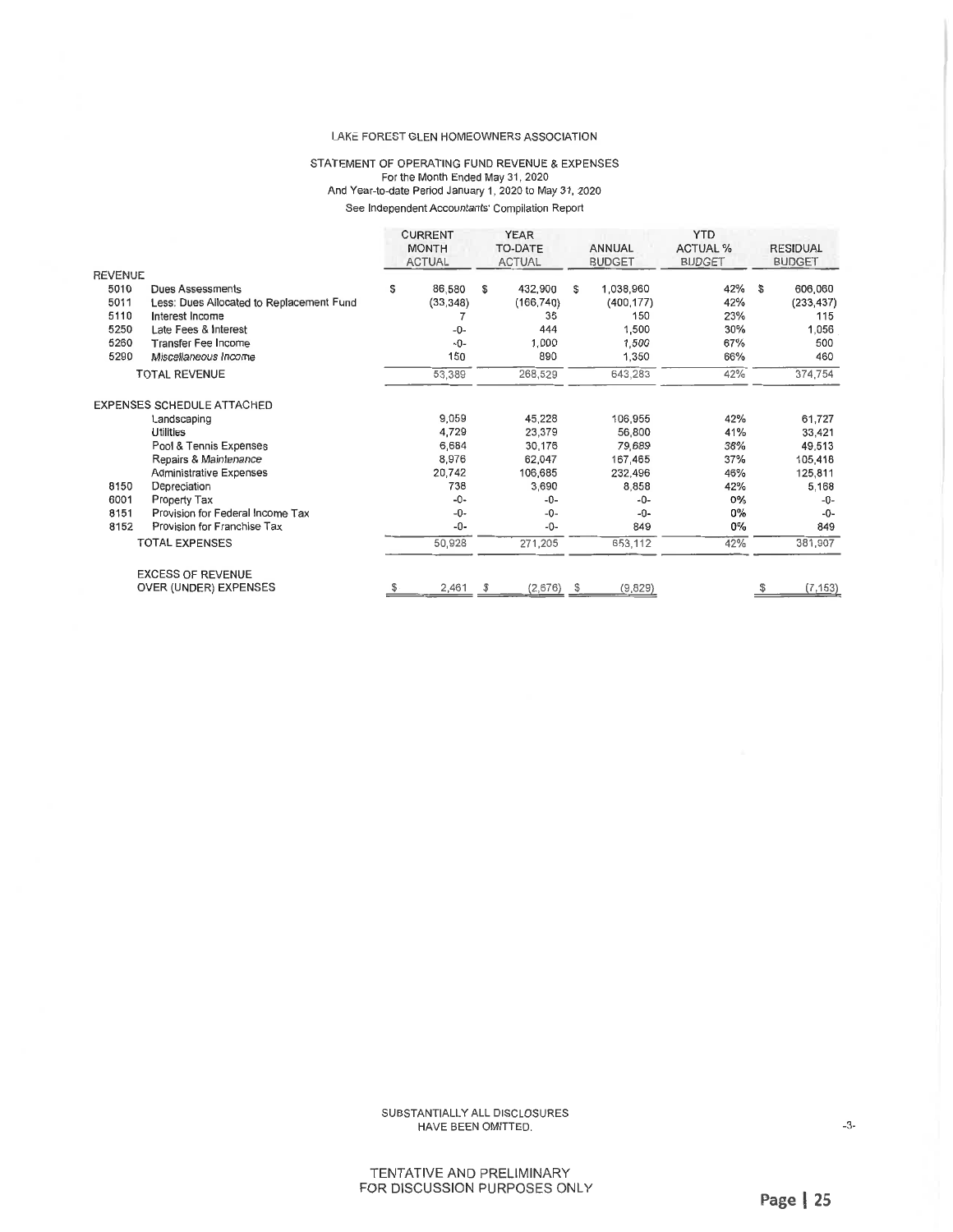LAKE FOREST GLEN HOMEOWNERS ASSOCIATION

STATEMENT OF OPERATING FUND REVENUE & EXPENSES
For the Month Ended May 31, 2020
And Year-to-date Period January 1, 2020 to May 31, 2020
See Independent Accountants' Compilation Report

| | | CURRENT MONTH ACTUAL | YEAR TO-DATE ACTUAL | ANNUAL BUDGET | YTD ACTUAL % BUDGET | RESIDUAL BUDGET |
|---|---|---|---|---|---|---|
| REVENUE | | | | | | |
| 5010 | Dues Assessments | $ 86,580 | $ 432,900 | $ 1,038,960 | 42% | $ 606,060 |
| 5011 | Less: Dues Allocated to Replacement Fund | (33,348) | (166,740) | (400,177) | 42% | (233,437) |
| 5110 | Interest Income | 7 | 35 | 150 | 23% | 115 |
| 5250 | Late Fees & Interest | -0- | 444 | 1,500 | 30% | 1,056 |
| 5260 | Transfer Fee Income | -0- | 1,000 | 1,500 | 67% | 500 |
| 5290 | *Miscellaneous Income* | 150 | 890 | 1,350 | 66% | 460 |
| | TOTAL REVENUE | 53,389 | 268,529 | 643,283 | 42% | 374,754 |
| | EXPENSES SCHEDULE ATTACHED | | | | | |
| | Landscaping | 9,059 | 45,228 | 106,955 | 42% | 61,727 |
| | Utilities | 4,729 | 23,379 | 56,800 | 41% | 33,421 |
| | Pool & Tennis Expenses | 6,684 | 30,176 | 79,689 | 38% | 49,513 |
| | Repairs & *Maintenance* | 8,976 | 62,047 | 167,465 | 37% | 105,418 |
| | Administrative Expenses | 20,742 | 106,685 | 232,496 | 46% | 125,811 |
| 8150 | Depreciation | 738 | 3,690 | 8,858 | 42% | 5,168 |
| 6001 | Property Tax | -0- | -0- | -0- | 0% | -0- |
| 8151 | Provision for Federal Income Tax | -0- | -0- | -0- | 0% | -0- |
| 8152 | Provision for Franchise Tax | -0- | -0- | 849 | 0% | 849 |
| | TOTAL EXPENSES | 50,928 | 271,205 | 653,112 | 42% | 381,907 |
| | EXCESS OF REVENUE OVER (UNDER) EXPENSES | $ 2,461 | $ (2,676) | $ (9,829) | | $ (7,153) |

SUBSTANTIALLY ALL DISCLOSURES HAVE BEEN OMITTED.

TENTATIVE AND PRELIMINARY
FOR DISCUSSION PURPOSES ONLY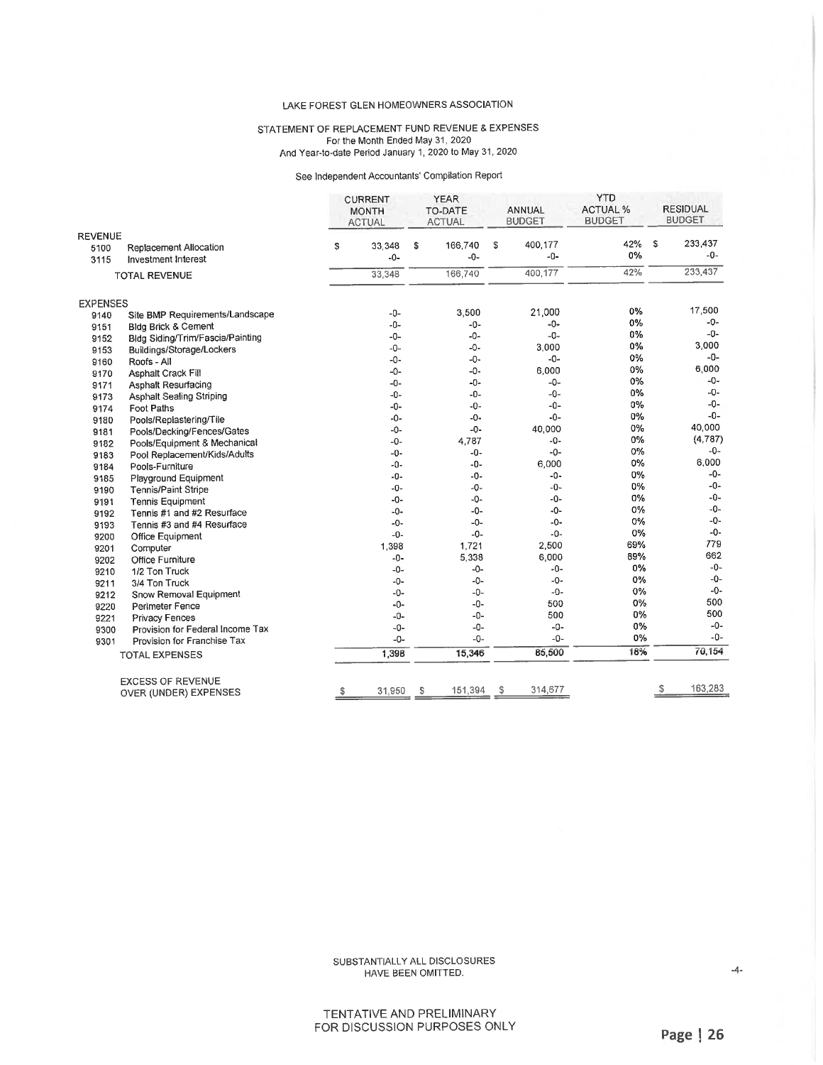LAKE FOREST GLEN HOMEOWNERS ASSOCIATION

STATEMENT OF REPLACEMENT FUND REVENUE & EXPENSES
For the Month Ended May 31, 2020
And Year-to-date Period January 1, 2020 to May 31, 2020

See Independent Accountants' Compilation Report

| | | CURRENT MONTH ACTUAL | YEAR TO-DATE ACTUAL | ANNUAL BUDGET | YTD ACTUAL % BUDGET | RESIDUAL BUDGET |
|---|---|---|---|---|---|---|
| REVENUE | | | | | | |
| 5100 | Replacement Allocation | $ 33,348 | $ 166,740 | $ 400,177 | 42% | $ 233,437 |
| 3115 | Investment Interest | -0- | -0- | -0- | 0% | -0- |
| | TOTAL REVENUE | 33,348 | 166,740 | 400,177 | 42% | 233,437 |
| EXPENSES | | | | | | |
| 9140 | Site BMP Requirements/Landscape | -0- | 3,500 | 21,000 | 0% | 17,500 |
| 9151 | Bldg Brick & Cement | -0- | -0- | -0- | 0% | -0- |
| 9152 | Bldg Siding/Trim/Fascia/Painting | -0- | -0- | -0- | 0% | -0- |
| 9153 | Buildings/Storage/Lockers | -0- | -0- | 3,000 | 0% | 3,000 |
| 9160 | Roofs - All | -0- | -0- | -0- | 0% | -0- |
| 9170 | Asphalt Crack Fill | -0- | -0- | 6,000 | 0% | 6,000 |
| 9171 | Asphalt Resurfacing | -0- | -0- | -0- | 0% | -0- |
| 9173 | Asphalt Sealing Striping | -0- | -0- | -0- | 0% | -0- |
| 9174 | Foot Paths | -0- | -0- | -0- | 0% | -0- |
| 9180 | Pools/Replastering/Tile | -0- | -0- | -0- | 0% | -0- |
| 9181 | Pools/Decking/Fences/Gates | -0- | -0- | 40,000 | 0% | 40,000 |
| 9182 | Pools/Equipment & Mechanical | -0- | 4,787 | -0- | 0% | (4,787) |
| 9183 | Pool Replacement/Kids/Adults | -0- | -0- | -0- | 0% | -0- |
| 9184 | Pools-Furniture | -0- | -0- | 6,000 | 0% | 6,000 |
| 9185 | Playground Equipment | -0- | -0- | -0- | 0% | -0- |
| 9190 | Tennis/Paint Stripe | -0- | -0- | -0- | 0% | -0- |
| 9191 | Tennis Equipment | -0- | -0- | -0- | 0% | -0- |
| 9192 | Tennis #1 and #2 Resurface | -0- | -0- | -0- | 0% | -0- |
| 9193 | Tennis #3 and #4 Resurface | -0- | -0- | -0- | 0% | -0- |
| 9200 | Office Equipment | -0- | -0- | -0- | 0% | -0- |
| 9201 | Computer | 1,398 | 1,721 | 2,500 | 69% | 779 |
| 9202 | Office Furniture | -0- | 5,338 | 6,000 | 89% | 662 |
| 9210 | 1/2 Ton Truck | -0- | -0- | -0- | 0% | -0- |
| 9211 | 3/4 Ton Truck | -0- | -0- | -0- | 0% | -0- |
| 9212 | Snow Removal Equipment | -0- | -0- | -0- | 0% | -0- |
| 9220 | Perimeter Fence | -0- | -0- | 500 | 0% | 500 |
| 9221 | Privacy Fences | -0- | -0- | 500 | 0% | 500 |
| 9300 | Provision for Federal Income Tax | -0- | -0- | -0- | 0% | -0- |
| 9301 | Provision for Franchise Tax | -0- | -0- | -0- | 0% | -0- |
| | TOTAL EXPENSES | 1,398 | 15,346 | 85,500 | 18% | 70,154 |
| | EXCESS OF REVENUE OVER (UNDER) EXPENSES | $ 31,950 | $ 151,394 | $ 314,677 | | $ 163,283 |

SUBSTANTIALLY ALL DISCLOSURES HAVE BEEN OMITTED.

TENTATIVE AND PRELIMINARY FOR DISCUSSION PURPOSES ONLY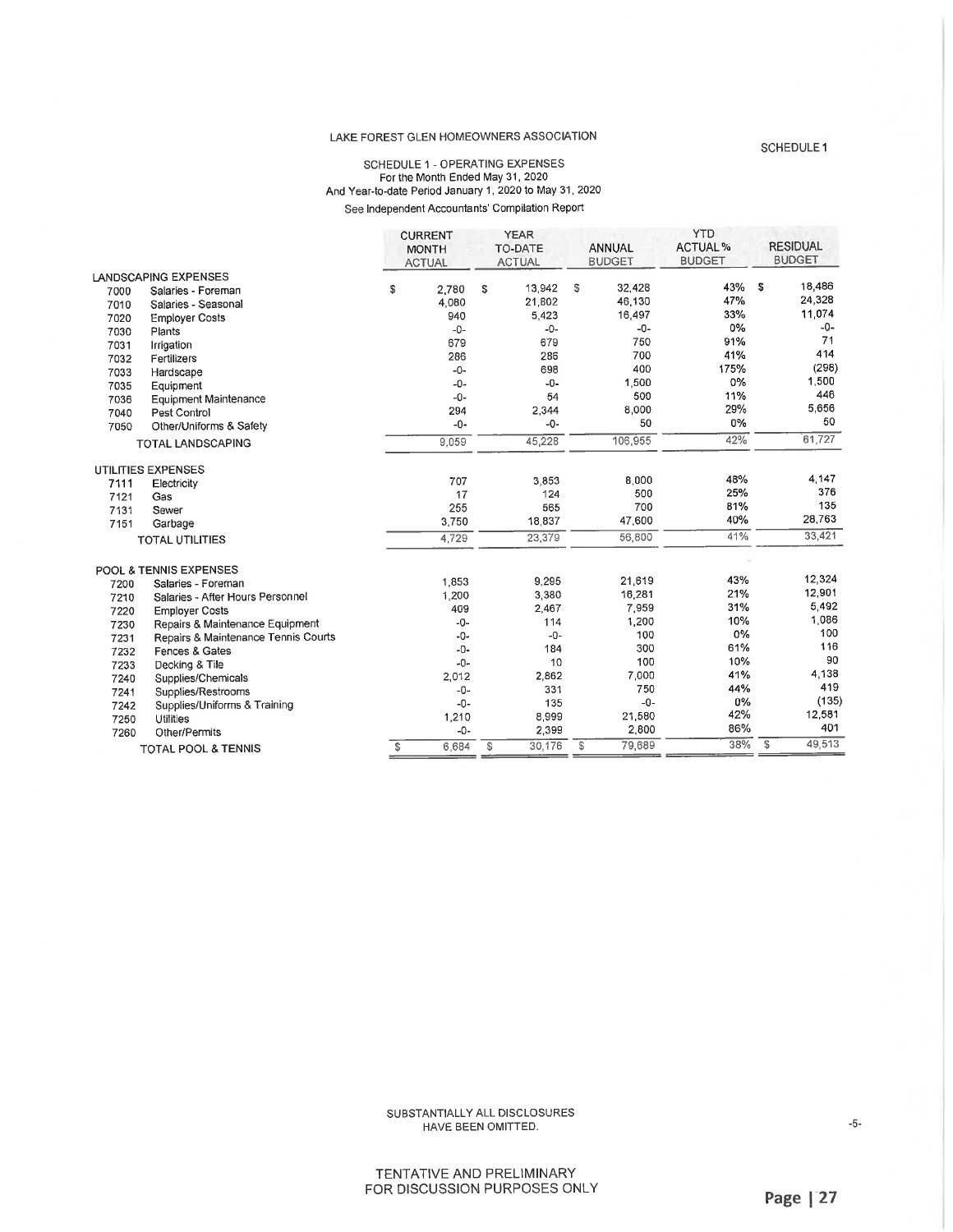LAKE FOREST GLEN HOMEOWNERS ASSOCIATION

SCHEDULE 1

SCHEDULE 1 - OPERATING EXPENSES
For the Month Ended May 31, 2020
And Year-to-date Period January 1, 2020 to May 31, 2020
See Independent Accountants' Compilation Report

| | | CURRENT MONTH ACTUAL | YEAR TO-DATE ACTUAL | ANNUAL BUDGET | YTD ACTUAL % BUDGET | RESIDUAL BUDGET |
|---|---|---|---|---|---|---|
| **LANDSCAPING EXPENSES** | | | | | | |
| 7000 | Salaries - Foreman | $ 2,780 | $ 13,942 | $ 32,428 | 43% | $ 18,486 |
| 7010 | Salaries - Seasonal | 4,080 | 21,802 | 46,130 | 47% | 24,328 |
| 7020 | Employer Costs | 940 | 5,423 | 16,497 | 33% | 11,074 |
| 7030 | Plants | -0- | -0- | -0- | 0% | -0- |
| 7031 | Irrigation | 679 | 679 | 750 | 91% | 71 |
| 7032 | Fertilizers | 286 | 286 | 700 | 41% | 414 |
| 7033 | Hardscape | -0- | 698 | 400 | 175% | (298) |
| 7035 | Equipment | -0- | -0- | 1,500 | 0% | 1,500 |
| 7036 | Equipment Maintenance | -0- | 54 | 500 | 11% | 446 |
| 7040 | Pest Control | 294 | 2,344 | 8,000 | 29% | 5,656 |
| 7050 | Other/Uniforms & Safety | -0- | -0- | 50 | 0% | 50 |
| | TOTAL LANDSCAPING | 9,059 | 45,228 | 106,955 | 42% | 61,727 |
| **UTILITIES EXPENSES** | | | | | | |
| 7111 | Electricity | 707 | 3,853 | 8,000 | 48% | 4,147 |
| 7121 | Gas | 17 | 124 | 500 | 25% | 376 |
| 7131 | Sewer | 255 | 565 | 700 | 81% | 135 |
| 7151 | Garbage | 3,750 | 18,837 | 47,600 | 40% | 28,763 |
| | TOTAL UTILITIES | 4,729 | 23,379 | 56,800 | 41% | 33,421 |
| **POOL & TENNIS EXPENSES** | | | | | | |
| 7200 | Salaries - Foreman | 1,853 | 9,295 | 21,619 | 43% | 12,324 |
| 7210 | Salaries - After Hours Personnel | 1,200 | 3,380 | 16,281 | 21% | 12,901 |
| 7220 | Employer Costs | 409 | 2,467 | 7,959 | 31% | 5,492 |
| 7230 | Repairs & Maintenance Equipment | -0- | 114 | 1,200 | 10% | 1,086 |
| 7231 | Repairs & Maintenance Tennis Courts | -0- | -0- | 100 | 0% | 100 |
| 7232 | Fences & Gates | -0- | 184 | 300 | 61% | 116 |
| 7233 | Decking & Tile | -0- | 10 | 100 | 10% | 90 |
| 7240 | Supplies/Chemicals | 2,012 | 2,862 | 7,000 | 41% | 4,138 |
| 7241 | Supplies/Restrooms | -0- | 331 | 750 | 44% | 419 |
| 7242 | Supplies/Uniforms & Training | -0- | 135 | -0- | 0% | (135) |
| 7250 | Utilities | 1,210 | 8,999 | 21,580 | 42% | 12,581 |
| 7260 | Other/Permits | -0- | 2,399 | 2,800 | 86% | 401 |
| | TOTAL POOL & TENNIS | $ 6,684 | $ 30,176 | $ 79,689 | 38% | $ 49,513 |

SUBSTANTIALLY ALL DISCLOSURES HAVE BEEN OMITTED.

TENTATIVE AND PRELIMINARY
FOR DISCUSSION PURPOSES ONLY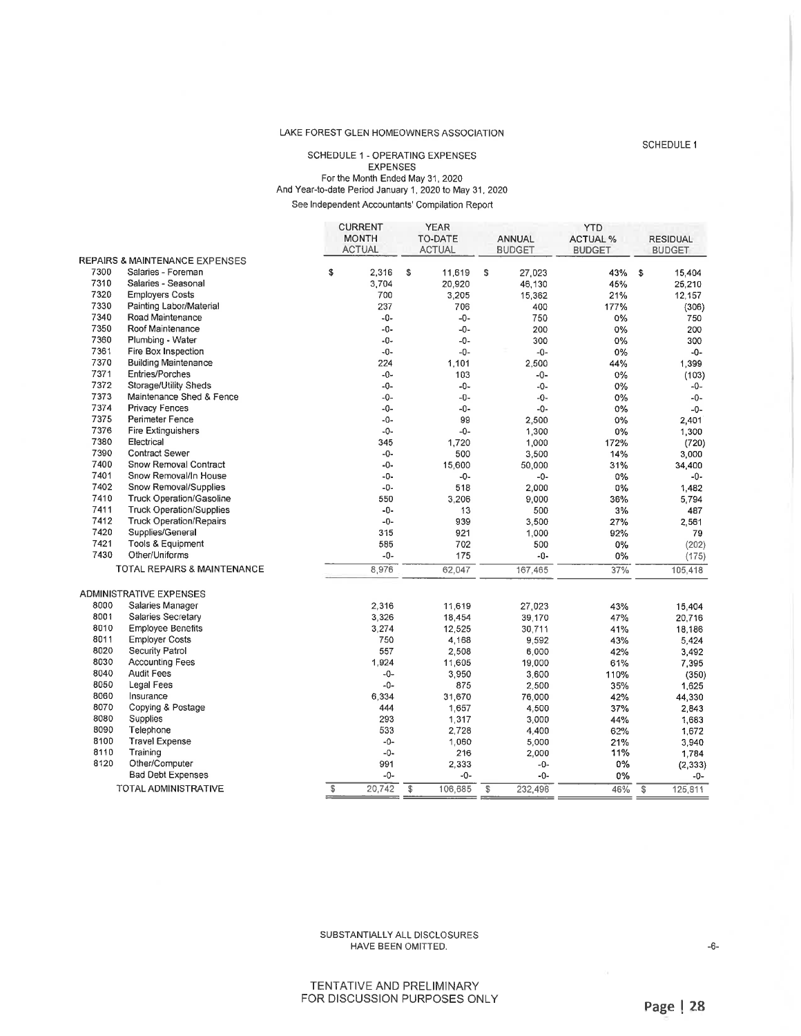LAKE FOREST GLEN HOMEOWNERS ASSOCIATION

SCHEDULE 1

SCHEDULE 1 - OPERATING EXPENSES
EXPENSES
For the Month Ended May 31, 2020
And Year-to-date Period January 1, 2020 to May 31, 2020
See Independent Accountants' Compilation Report

| | | CURRENT MONTH ACTUAL | YEAR TO-DATE ACTUAL | ANNUAL BUDGET | YTD ACTUAL % BUDGET | RESIDUAL BUDGET |
|---|---|---|---|---|---|---|
| **REPAIRS & MAINTENANCE EXPENSES** | | | | | | |
| 7300 | Salaries - Foreman | $ 2,316 | $ 11,619 | $ 27,023 | 43% | $ 15,404 |
| 7310 | Salaries - Seasonal | 3,704 | 20,920 | 46,130 | 45% | 25,210 |
| 7320 | Employers Costs | 700 | 3,205 | 15,362 | 21% | 12,157 |
| 7330 | Painting Labor/Material | 237 | 706 | 400 | 177% | (306) |
| 7340 | Road Maintenance | -0- | -0- | 750 | 0% | 750 |
| 7350 | Roof Maintenance | -0- | -0- | 200 | 0% | 200 |
| 7360 | Plumbing - Water | -0- | -0- | 300 | 0% | 300 |
| 7361 | Fire Box Inspection | -0- | -0- | -0- | 0% | -0- |
| 7370 | Building Maintenance | 224 | 1,101 | 2,500 | 44% | 1,399 |
| 7371 | Entries/Porches | -0- | 103 | -0- | 0% | (103) |
| 7372 | Storage/Utility Sheds | -0- | -0- | -0- | 0% | -0- |
| 7373 | Maintenance Shed & Fence | -0- | -0- | -0- | 0% | -0- |
| 7374 | Privacy Fences | -0- | -0- | -0- | 0% | -0- |
| 7375 | Perimeter Fence | -0- | 99 | 2,500 | 0% | 2,401 |
| 7376 | Fire Extinguishers | -0- | -0- | 1,300 | 0% | 1,300 |
| 7380 | Electrical | 345 | 1,720 | 1,000 | 172% | (720) |
| 7390 | Contract Sewer | -0- | 500 | 3,500 | 14% | 3,000 |
| 7400 | Snow Removal Contract | -0- | 15,600 | 50,000 | 31% | 34,400 |
| 7401 | Snow Removal/In House | -0- | -0- | -0- | 0% | -0- |
| 7402 | Snow Removal/Supplies | -0- | 518 | 2,000 | 0% | 1,482 |
| 7410 | Truck Operation/Gasoline | 550 | 3,206 | 9,000 | 36% | 5,794 |
| 7411 | Truck Operation/Supplies | -0- | 13 | 500 | 3% | 487 |
| 7412 | Truck Operation/Repairs | -0- | 939 | 3,500 | 27% | 2,561 |
| 7420 | Supplies/General | 315 | 921 | 1,000 | 92% | 79 |
| 7421 | Tools & Equipment | 585 | 702 | 500 | 0% | (202) |
| 7430 | Other/Uniforms | -0- | 175 | -0- | 0% | (175) |
| | TOTAL REPAIRS & MAINTENANCE | 8,976 | 62,047 | 167,465 | 37% | 105,418 |
| **ADMINISTRATIVE EXPENSES** | | | | | | |
| 8000 | Salaries Manager | 2,316 | 11,619 | 27,023 | 43% | 15,404 |
| 8001 | Salaries Secretary | 3,326 | 18,454 | 39,170 | 47% | 20,716 |
| 8010 | Employee Benefits | 3,274 | 12,525 | 30,711 | 41% | 18,186 |
| 8011 | Employer Costs | 750 | 4,168 | 9,592 | 43% | 5,424 |
| 8020 | Security Patrol | 557 | 2,508 | 6,000 | 42% | 3,492 |
| 8030 | Accounting Fees | 1,924 | 11,605 | 19,000 | 61% | 7,395 |
| 8040 | Audit Fees | -0- | 3,950 | 3,600 | 110% | (350) |
| 8050 | Legal Fees | -0- | 875 | 2,500 | 35% | 1,625 |
| 8060 | Insurance | 6,334 | 31,670 | 76,000 | 42% | 44,330 |
| 8070 | Copying & Postage | 444 | 1,657 | 4,500 | 37% | 2,843 |
| 8080 | Supplies | 293 | 1,317 | 3,000 | 44% | 1,683 |
| 8090 | Telephone | 533 | 2,728 | 4,400 | 62% | 1,672 |
| 8100 | Travel Expense | -0- | 1,060 | 5,000 | 21% | 3,940 |
| 8110 | Training | -0- | 216 | 2,000 | 11% | 1,784 |
| 8120 | Other/Computer | 991 | 2,333 | -0- | 0% | (2,333) |
| | Bad Debt Expenses | -0- | -0- | -0- | 0% | -0- |
| | TOTAL ADMINISTRATIVE | $ 20,742 | $ 106,685 | $ 232,496 | 46% | $ 125,811 |

SUBSTANTIALLY ALL DISCLOSURES HAVE BEEN OMITTED.

TENTATIVE AND PRELIMINARY FOR DISCUSSION PURPOSES ONLY